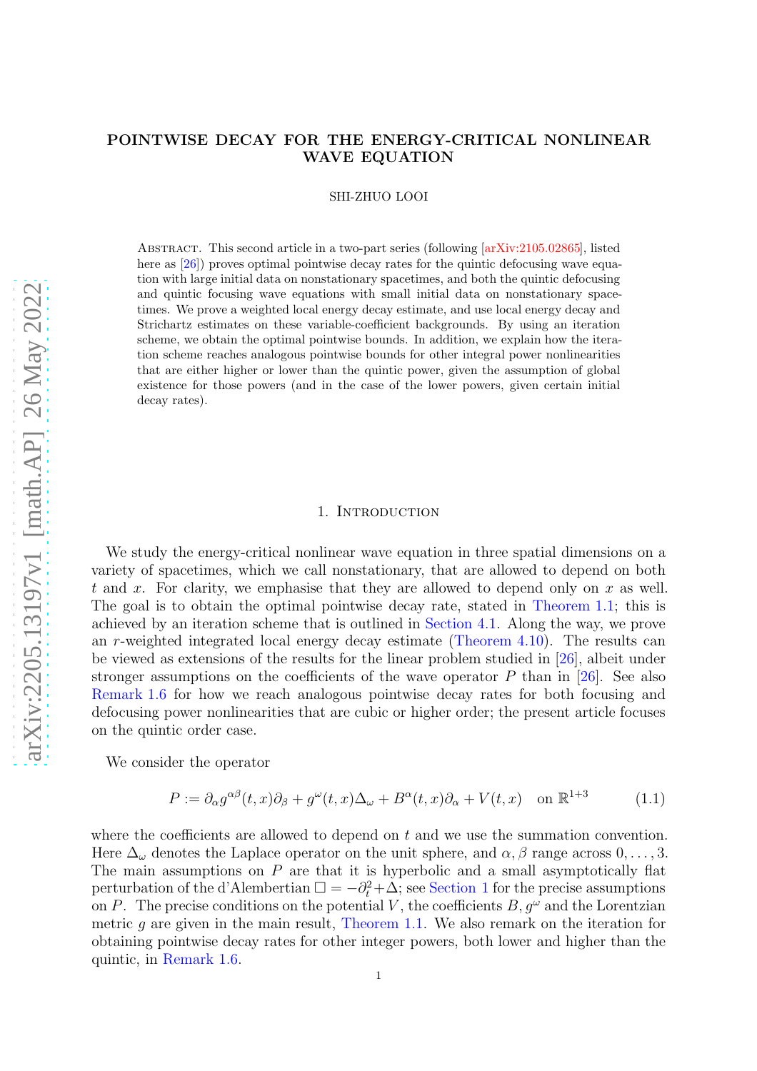# POINTWISE DECAY FOR THE ENERGY-CRITICAL NONLINEAR WAVE EQUATION

SHI-ZHUO LOOI

Abstract. This second article in a two-part series (following [arXiv:2105.02865], listed here as [26]) proves optimal pointwise decay rates for the quintic defocusing wave equation with large initial data on nonstationary spacetimes, and both the quintic defocusing and quintic focusing wave equations with small initial data on nonstationary spacetimes. We prove a weighted local energy decay estimate, and use local energy decay and Strichartz estimates on these variable-coefficient backgrounds. By using an iteration scheme, we obtain the optimal pointwise bounds. In addition, we explain how the iteration scheme reaches analogous pointwise bounds for other integral power nonlinearities that are either higher or lower than the quintic power, given the assumption of global existence for those powers (and in the case of the lower powers, given certain initial decay rates).

## 1. Introduction

We study the energy-critical nonlinear wave equation in three spatial dimensions on a variety of spacetimes, which we call nonstationary, that are allowed to depend on both $t$ and $x$. For clarity, we emphasise that they are allowed to depend only on $x$ as well. The goal is to obtain the optimal pointwise decay rate, stated in Theorem 1.1; this is achieved by an iteration scheme that is outlined in Section 4.1. Along the way, we prove an $r$-weighted integrated local energy decay estimate (Theorem 4.10). The results can be viewed as extensions of the results for the linear problem studied in [26], albeit under stronger assumptions on the coefficients of the wave operator $P$ than in [26]. See also Remark 1.6 for how we reach analogous pointwise decay rates for both focusing and defocusing power nonlinearities that are cubic or higher order; the present article focuses on the quintic order case.

We consider the operator

$$P := \partial_\alpha g^{\alpha\beta}(t,x)\partial_\beta + g^\omega(t,x)\Delta_\omega + B^\alpha(t,x)\partial_\alpha + V(t,x) \quad \text{on } \mathbb{R}^{1+3} \tag{1.1}$$

where the coefficients are allowed to depend on $t$ and we use the summation convention. Here $\Delta_\omega$ denotes the Laplace operator on the unit sphere, and $\alpha, \beta$ range across $0, \ldots, 3$. The main assumptions on $P$ are that it is hyperbolic and a small asymptotically flat perturbation of the d'Alembertian $\Box = -\partial_t^2 + \Delta$; see Section 1 for the precise assumptions on $P$. The precise conditions on the potential $V$, the coefficients $B, g^\omega$ and the Lorentzian metric $g$ are given in the main result, Theorem 1.1. We also remark on the iteration for obtaining pointwise decay rates for other integer powers, both lower and higher than the quintic, in Remark 1.6.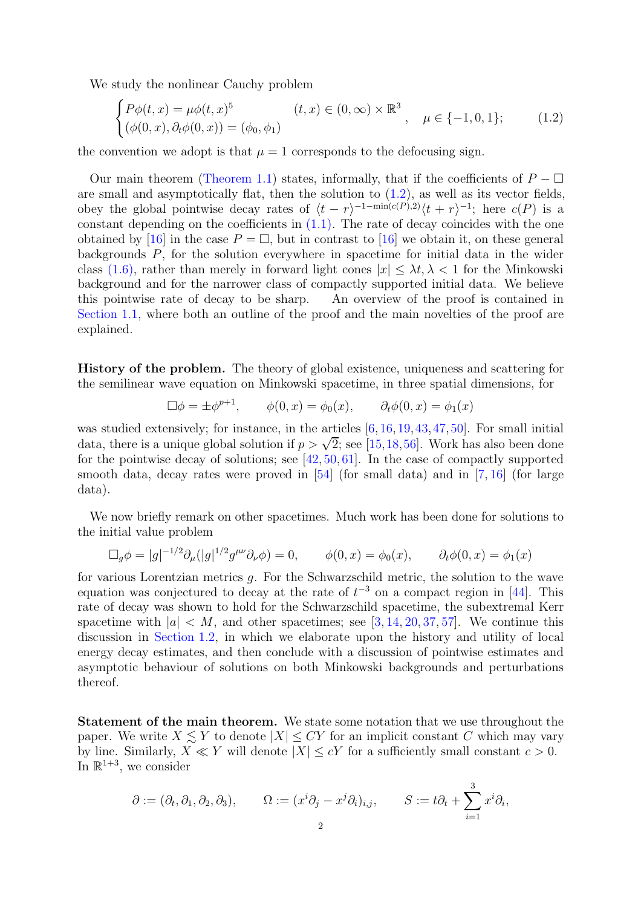We study the nonlinear Cauchy problem

$$\begin{cases} P\phi(t,x) = \mu\phi(t,x)^5 & (t,x) \in (0,\infty) \times \mathbb{R}^3 \\ (\phi(0,x), \partial_t\phi(0,x)) = (\phi_0, \phi_1) \end{cases}, \quad \mu \in \{-1, 0, 1\}; \tag{1.2}$$

the convention we adopt is that $\mu = 1$ corresponds to the defocusing sign.

Our main theorem (Theorem 1.1) states, informally, that if the coefficients of $P - \Box$ are small and asymptotically flat, then the solution to (1.2), as well as its vector fields, obey the global pointwise decay rates of $\langle t-r\rangle^{-1-\min(c(P),2)}\langle t+r\rangle^{-1}$; here $c(P)$ is a constant depending on the coefficients in (1.1). The rate of decay coincides with the one obtained by [16] in the case $P = \Box$, but in contrast to [16] we obtain it, on these general backgrounds $P$, for the solution everywhere in spacetime for initial data in the wider class (1.6), rather than merely in forward light cones $|x| \leq \lambda t, \lambda < 1$ for the Minkowski background and for the narrower class of compactly supported initial data. We believe this pointwise rate of decay to be sharp. An overview of the proof is contained in Section 1.1, where both an outline of the proof and the main novelties of the proof are explained.

**History of the problem.** The theory of global existence, uniqueness and scattering for the semilinear wave equation on Minkowski spacetime, in three spatial dimensions, for

$$\Box\phi = \pm\phi^{p+1}, \qquad \phi(0,x) = \phi_0(x), \qquad \partial_t\phi(0,x) = \phi_1(x)$$

was studied extensively; for instance, in the articles [6, 16, 19, 43, 47, 50]. For small initial data, there is a unique global solution if $p > \sqrt{2}$; see [15, 18, 56]. Work has also been done for the pointwise decay of solutions; see [42, 50, 61]. In the case of compactly supported smooth data, decay rates were proved in [54] (for small data) and in [7, 16] (for large data).

We now briefly remark on other spacetimes. Much work has been done for solutions to the initial value problem

$$\Box_g\phi = |g|^{-1/2}\partial_\mu(|g|^{1/2}g^{\mu\nu}\partial_\nu\phi) = 0, \qquad \phi(0,x) = \phi_0(x), \qquad \partial_t\phi(0,x) = \phi_1(x)$$

for various Lorentzian metrics $g$. For the Schwarzschild metric, the solution to the wave equation was conjectured to decay at the rate of $t^{-3}$ on a compact region in [44]. This rate of decay was shown to hold for the Schwarzschild spacetime, the subextremal Kerr spacetime with $|a| < M$, and other spacetimes; see [3, 14, 20, 37, 57]. We continue this discussion in Section 1.2, in which we elaborate upon the history and utility of local energy decay estimates, and then conclude with a discussion of pointwise estimates and asymptotic behaviour of solutions on both Minkowski backgrounds and perturbations thereof.

**Statement of the main theorem.** We state some notation that we use throughout the paper. We write $X \lesssim Y$ to denote $|X| \leq CY$ for an implicit constant $C$ which may vary by line. Similarly, $X \ll Y$ will denote $|X| \leq cY$ for a sufficiently small constant $c > 0$. In $\mathbb{R}^{1+3}$, we consider

$$\partial := (\partial_t, \partial_1, \partial_2, \partial_3), \qquad \Omega := (x^i\partial_j - x^j\partial_i)_{i,j}, \qquad S := t\partial_t + \sum_{i=1}^{3} x^i\partial_i,$$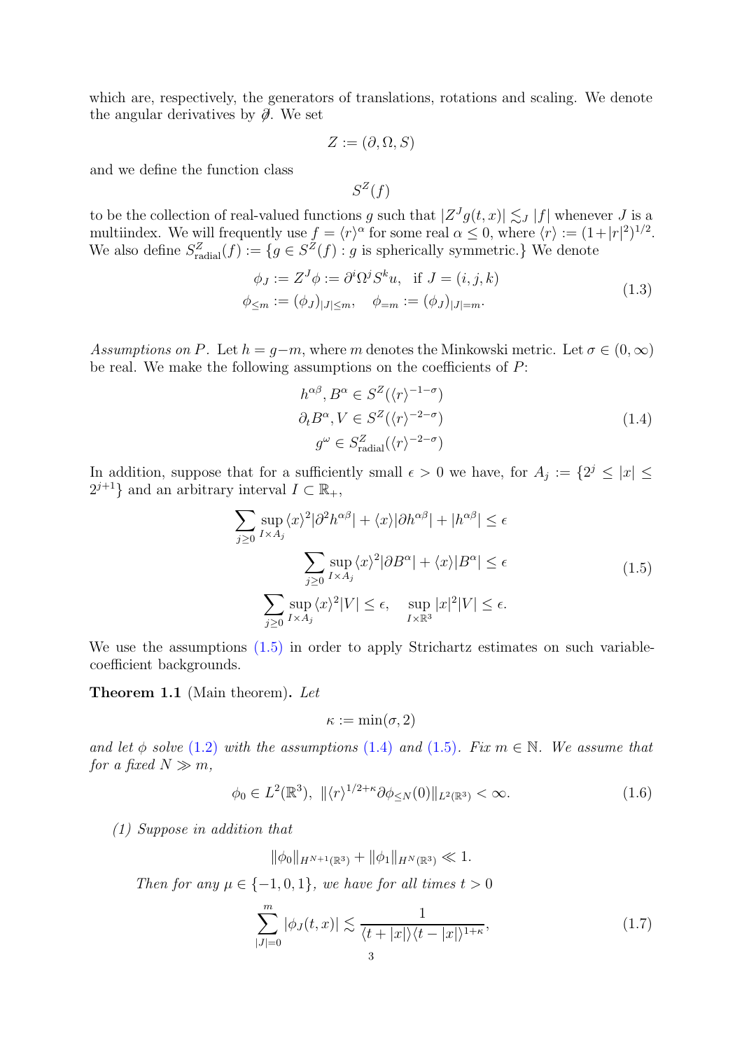which are, respectively, the generators of translations, rotations and scaling. We denote the angular derivatives by $\not\partial$. We set

$$Z := (\partial, \Omega, S)$$

and we define the function class

$$S^Z(f)$$

to be the collection of real-valued functions $g$ such that $|Z^J g(t,x)| \lesssim_J |f|$ whenever $J$ is a multiindex. We will frequently use $f = \langle r\rangle^\alpha$ for some real $\alpha \le 0$, where $\langle r\rangle := (1+|r|^2)^{1/2}$. We also define $S^Z_{\text{radial}}(f) := \{g \in S^Z(f) : g \text{ is spherically symmetric.}\}$ We denote

$$\begin{aligned} \phi_J &:= Z^J \phi := \partial^i \Omega^j S^k u, \quad \text{if } J = (i,j,k) \\ \phi_{\le m} &:= (\phi_J)_{|J|\le m}, \quad \phi_{=m} := (\phi_J)_{|J|=m}. \end{aligned} \tag{1.3}$$

*Assumptions on $P$.* Let $h = g - m$, where $m$ denotes the Minkowski metric. Let $\sigma \in (0,\infty)$ be real. We make the following assumptions on the coefficients of $P$:

$$\begin{aligned} h^{\alpha\beta}, B^\alpha &\in S^Z(\langle r\rangle^{-1-\sigma}) \\ \partial_t B^\alpha, V &\in S^Z(\langle r\rangle^{-2-\sigma}) \\ g^\omega &\in S^Z_{\text{radial}}(\langle r\rangle^{-2-\sigma}) \end{aligned} \tag{1.4}$$

In addition, suppose that for a sufficiently small $\epsilon > 0$ we have, for $A_j := \{2^j \le |x| \le 2^{j+1}\}$ and an arbitrary interval $I \subset \mathbb{R}_+$,

$$\begin{aligned} \sum_{j\ge 0} \sup_{I\times A_j} \langle x\rangle^2 |\partial^2 h^{\alpha\beta}| + \langle x\rangle |\partial h^{\alpha\beta}| + |h^{\alpha\beta}| &\le \epsilon \\ \sum_{j\ge 0} \sup_{I\times A_j} \langle x\rangle^2 |\partial B^\alpha| + \langle x\rangle |B^\alpha| &\le \epsilon \\ \sum_{j\ge 0} \sup_{I\times A_j} \langle x\rangle^2 |V| \le \epsilon, \quad \sup_{I\times\mathbb{R}^3} |x|^2 |V| &\le \epsilon. \end{aligned} \tag{1.5}$$

We use the assumptions (1.5) in order to apply Strichartz estimates on such variable-coefficient backgrounds.

**Theorem 1.1** (Main theorem)**.** *Let*

$$\kappa := \min(\sigma, 2)$$

*and let $\phi$ solve (1.2) with the assumptions (1.4) and (1.5). Fix $m \in \mathbb{N}$. We assume that for a fixed $N \gg m$,*

$$\phi_0 \in L^2(\mathbb{R}^3), \ \|\langle r\rangle^{1/2+\kappa} \partial \phi_{\le N}(0)\|_{L^2(\mathbb{R}^3)} < \infty. \tag{1.6}$$

*(1) Suppose in addition that*

$$\|\phi_0\|_{H^{N+1}(\mathbb{R}^3)} + \|\phi_1\|_{H^N(\mathbb{R}^3)} \ll 1.$$

*Then for any $\mu \in \{-1, 0, 1\}$, we have for all times $t > 0$*

$$\sum_{|J|=0}^{m} |\phi_J(t,x)| \lesssim \frac{1}{\langle t + |x|\rangle \langle t - |x|\rangle^{1+\kappa}}, \tag{1.7}$$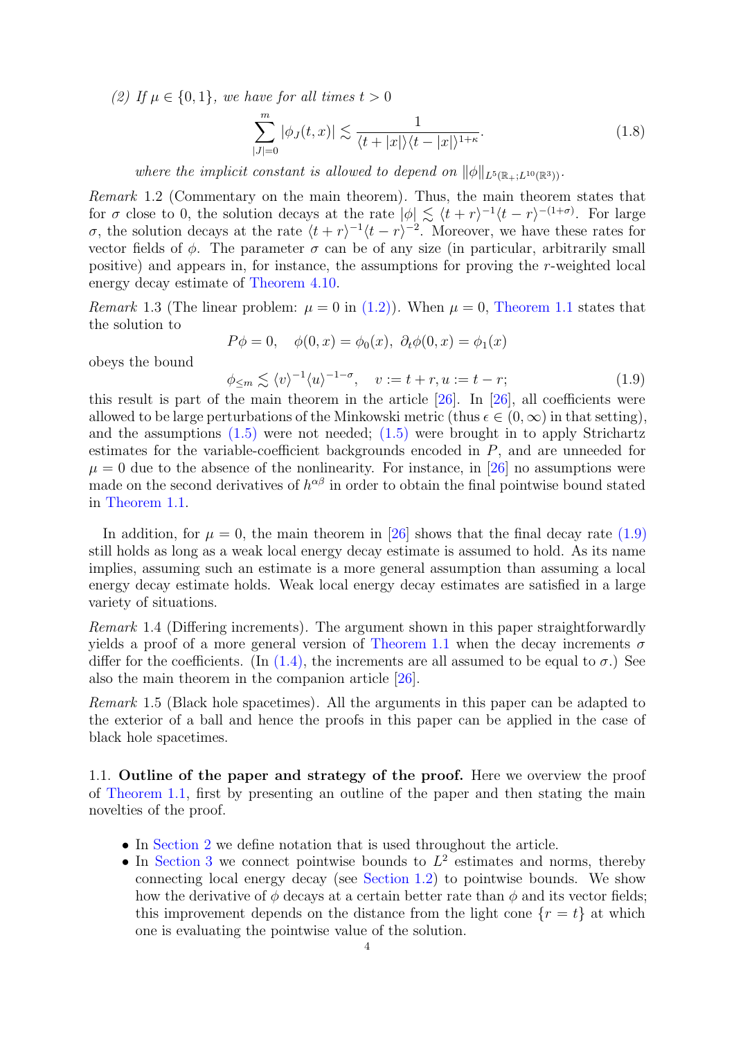*(2) If $\mu \in \{0, 1\}$, we have for all times $t > 0$*

$$\sum_{|J|=0}^{m} |\phi_J(t,x)| \lesssim \frac{1}{\langle t + |x| \rangle \langle t - |x| \rangle^{1+\kappa}}. \tag{1.8}$$

*where the implicit constant is allowed to depend on $\|\phi\|_{L^5(\mathbb{R}_+; L^{10}(\mathbb{R}^3))}$.*

*Remark* 1.2 (Commentary on the main theorem). Thus, the main theorem states that for $\sigma$ close to 0, the solution decays at the rate $|\phi| \lesssim \langle t + r \rangle^{-1} \langle t - r \rangle^{-(1+\sigma)}$. For large $\sigma$, the solution decays at the rate $\langle t + r \rangle^{-1} \langle t - r \rangle^{-2}$. Moreover, we have these rates for vector fields of $\phi$. The parameter $\sigma$ can be of any size (in particular, arbitrarily small positive) and appears in, for instance, the assumptions for proving the $r$-weighted local energy decay estimate of Theorem 4.10.

*Remark* 1.3 (The linear problem: $\mu = 0$ in (1.2)). When $\mu = 0$, Theorem 1.1 states that the solution to

$$P\phi = 0, \quad \phi(0, x) = \phi_0(x), \ \partial_t \phi(0, x) = \phi_1(x)$$

obeys the bound

$$\phi_{\le m} \lesssim \langle v \rangle^{-1} \langle u \rangle^{-1-\sigma}, \quad v := t + r, u := t - r; \tag{1.9}$$

this result is part of the main theorem in the article [26]. In [26], all coefficients were allowed to be large perturbations of the Minkowski metric (thus $\epsilon \in (0, \infty)$ in that setting), and the assumptions (1.5) were not needed; (1.5) were brought in to apply Strichartz estimates for the variable-coefficient backgrounds encoded in $P$, and are unneeded for $\mu = 0$ due to the absence of the nonlinearity. For instance, in [26] no assumptions were made on the second derivatives of $h^{\alpha\beta}$ in order to obtain the final pointwise bound stated in Theorem 1.1.

In addition, for $\mu = 0$, the main theorem in [26] shows that the final decay rate (1.9) still holds as long as a weak local energy decay estimate is assumed to hold. As its name implies, assuming such an estimate is a more general assumption than assuming a local energy decay estimate holds. Weak local energy decay estimates are satisfied in a large variety of situations.

*Remark* 1.4 (Differing increments). The argument shown in this paper straightforwardly yields a proof of a more general version of Theorem 1.1 when the decay increments $\sigma$ differ for the coefficients. (In (1.4), the increments are all assumed to be equal to $\sigma$.) See also the main theorem in the companion article [26].

*Remark* 1.5 (Black hole spacetimes). All the arguments in this paper can be adapted to the exterior of a ball and hence the proofs in this paper can be applied in the case of black hole spacetimes.

### 1.1. Outline of the paper and strategy of the proof.

Here we overview the proof of Theorem 1.1, first by presenting an outline of the paper and then stating the main novelties of the proof.

- In Section 2 we define notation that is used throughout the article.
- In Section 3 we connect pointwise bounds to $L^2$ estimates and norms, thereby connecting local energy decay (see Section 1.2) to pointwise bounds. We show how the derivative of $\phi$ decays at a certain better rate than $\phi$ and its vector fields; this improvement depends on the distance from the light cone $\{r = t\}$ at which one is evaluating the pointwise value of the solution.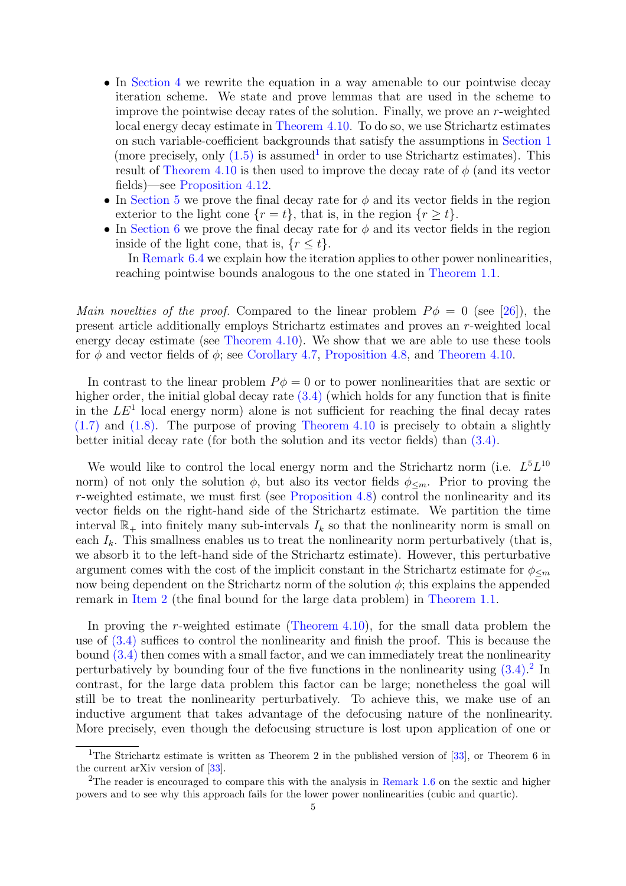- In Section 4 we rewrite the equation in a way amenable to our pointwise decay iteration scheme. We state and prove lemmas that are used in the scheme to improve the pointwise decay rates of the solution. Finally, we prove an $r$-weighted local energy decay estimate in Theorem 4.10. To do so, we use Strichartz estimates on such variable-coefficient backgrounds that satisfy the assumptions in Section 1 (more precisely, only (1.5) is assumed[1] in order to use Strichartz estimates). This result of Theorem 4.10 is then used to improve the decay rate of $\phi$ (and its vector fields)—see Proposition 4.12.
- In Section 5 we prove the final decay rate for $\phi$ and its vector fields in the region exterior to the light cone $\{r = t\}$, that is, in the region $\{r \geq t\}$.
- In Section 6 we prove the final decay rate for $\phi$ and its vector fields in the region inside of the light cone, that is, $\{r \leq t\}$.

  In Remark 6.4 we explain how the iteration applies to other power nonlinearities, reaching pointwise bounds analogous to the one stated in Theorem 1.1.

*Main novelties of the proof.* Compared to the linear problem $P\phi = 0$ (see [26]), the present article additionally employs Strichartz estimates and proves an $r$-weighted local energy decay estimate (see Theorem 4.10). We show that we are able to use these tools for $\phi$ and vector fields of $\phi$; see Corollary 4.7, Proposition 4.8, and Theorem 4.10.

In contrast to the linear problem $P\phi = 0$ or to power nonlinearities that are sextic or higher order, the initial global decay rate (3.4) (which holds for any function that is finite in the $LE^1$ local energy norm) alone is not sufficient for reaching the final decay rates (1.7) and (1.8). The purpose of proving Theorem 4.10 is precisely to obtain a slightly better initial decay rate (for both the solution and its vector fields) than (3.4).

We would like to control the local energy norm and the Strichartz norm (i.e. $L^5L^{10}$ norm) of not only the solution $\phi$, but also its vector fields $\phi_{\leq m}$. Prior to proving the $r$-weighted estimate, we must first (see Proposition 4.8) control the nonlinearity and its vector fields on the right-hand side of the Strichartz estimate. We partition the time interval $\mathbb{R}_+$ into finitely many sub-intervals $I_k$ so that the nonlinearity norm is small on each $I_k$. This smallness enables us to treat the nonlinearity norm perturbatively (that is, we absorb it to the left-hand side of the Strichartz estimate). However, this perturbative argument comes with the cost of the implicit constant in the Strichartz estimate for $\phi_{\leq m}$ now being dependent on the Strichartz norm of the solution $\phi$; this explains the appended remark in Item 2 (the final bound for the large data problem) in Theorem 1.1.

In proving the $r$-weighted estimate (Theorem 4.10), for the small data problem the use of (3.4) suffices to control the nonlinearity and finish the proof. This is because the bound (3.4) then comes with a small factor, and we can immediately treat the nonlinearity perturbatively by bounding four of the five functions in the nonlinearity using (3.4).[2] In contrast, for the large data problem this factor can be large; nonetheless the goal will still be to treat the nonlinearity perturbatively. To achieve this, we make use of an inductive argument that takes advantage of the defocusing nature of the nonlinearity. More precisely, even though the defocusing structure is lost upon application of one or

[1] The Strichartz estimate is written as Theorem 2 in the published version of [33], or Theorem 6 in the current arXiv version of [33].

[2] The reader is encouraged to compare this with the analysis in Remark 1.6 on the sextic and higher powers and to see why this approach fails for the lower power nonlinearities (cubic and quartic).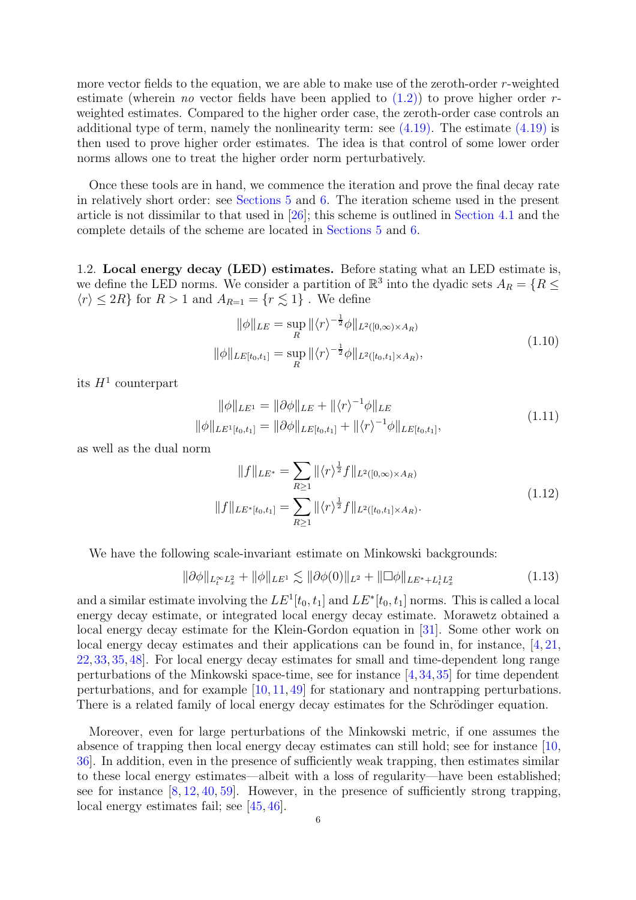more vector fields to the equation, we are able to make use of the zeroth-order $r$-weighted estimate (wherein *no* vector fields have been applied to (1.2)) to prove higher order $r$-weighted estimates. Compared to the higher order case, the zeroth-order case controls an additional type of term, namely the nonlinearity term: see (4.19). The estimate (4.19) is then used to prove higher order estimates. The idea is that control of some lower order norms allows one to treat the higher order norm perturbatively.

Once these tools are in hand, we commence the iteration and prove the final decay rate in relatively short order: see Sections 5 and 6. The iteration scheme used in the present article is not dissimilar to that used in [26]; this scheme is outlined in Section 4.1 and the complete details of the scheme are located in Sections 5 and 6.

1.2. **Local energy decay (LED) estimates.** Before stating what an LED estimate is, we define the LED norms. We consider a partition of $\mathbb{R}^3$ into the dyadic sets $A_R = \{R \leq \langle r\rangle \leq 2R\}$ for $R > 1$ and $A_{R=1} = \{r \lesssim 1\}$ . We define

$$
\begin{aligned}
\|\phi\|_{LE} &= \sup_R \|\langle r\rangle^{-\frac{1}{2}}\phi\|_{L^2([0,\infty)\times A_R)} \\
\|\phi\|_{LE[t_0,t_1]} &= \sup_R \|\langle r\rangle^{-\frac{1}{2}}\phi\|_{L^2([t_0,t_1]\times A_R)},
\end{aligned}
\tag{1.10}
$$

its $H^1$ counterpart

$$
\begin{aligned}
\|\phi\|_{LE^1} &= \|\partial\phi\|_{LE} + \|\langle r\rangle^{-1}\phi\|_{LE} \\
\|\phi\|_{LE^1[t_0,t_1]} &= \|\partial\phi\|_{LE[t_0,t_1]} + \|\langle r\rangle^{-1}\phi\|_{LE[t_0,t_1]},
\end{aligned}
\tag{1.11}
$$

as well as the dual norm

$$
\begin{aligned}
\|f\|_{LE^*} &= \sum_{R\geq 1} \|\langle r\rangle^{\frac{1}{2}} f\|_{L^2([0,\infty)\times A_R)} \\
\|f\|_{LE^*[t_0,t_1]} &= \sum_{R\geq 1} \|\langle r\rangle^{\frac{1}{2}} f\|_{L^2([t_0,t_1]\times A_R)}.
\end{aligned}
\tag{1.12}
$$

We have the following scale-invariant estimate on Minkowski backgrounds:

$$
\|\partial\phi\|_{L^\infty_t L^2_x} + \|\phi\|_{LE^1} \lesssim \|\partial\phi(0)\|_{L^2} + \|\Box\phi\|_{LE^* + L^1_t L^2_x}
\tag{1.13}
$$

and a similar estimate involving the $LE^1[t_0, t_1]$ and $LE^*[t_0, t_1]$ norms. This is called a local energy decay estimate, or integrated local energy decay estimate. Morawetz obtained a local energy decay estimate for the Klein-Gordon equation in [31]. Some other work on local energy decay estimates and their applications can be found in, for instance, [4, 21, 22, 33, 35, 48]. For local energy decay estimates for small and time-dependent long range perturbations of the Minkowski space-time, see for instance [4, 34, 35] for time dependent perturbations, and for example [10, 11, 49] for stationary and nontrapping perturbations. There is a related family of local energy decay estimates for the Schrödinger equation.

Moreover, even for large perturbations of the Minkowski metric, if one assumes the absence of trapping then local energy decay estimates can still hold; see for instance [10, 36]. In addition, even in the presence of sufficiently weak trapping, then estimates similar to these local energy estimates—albeit with a loss of regularity—have been established; see for instance [8, 12, 40, 59]. However, in the presence of sufficiently strong trapping, local energy estimates fail; see [45, 46].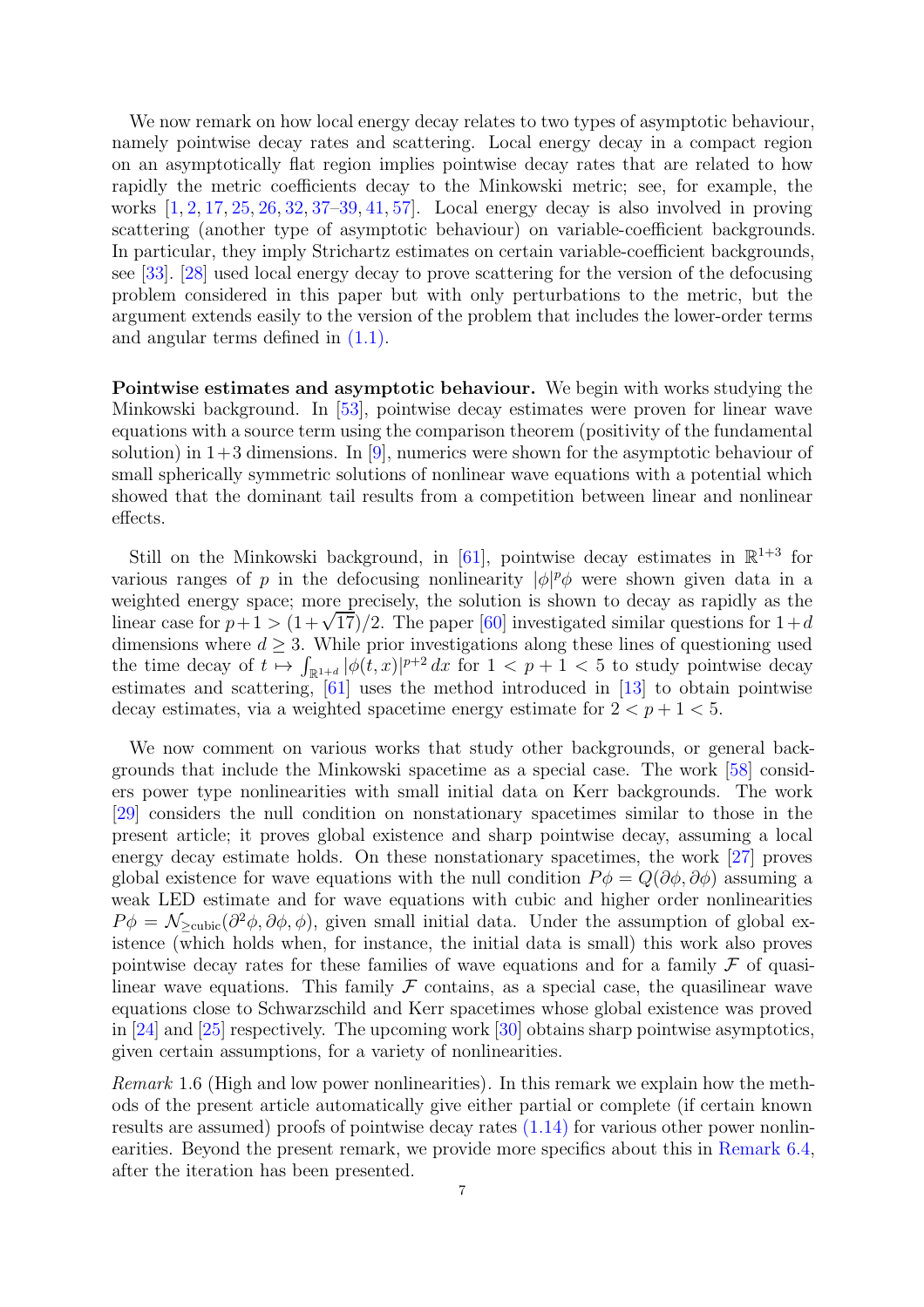We now remark on how local energy decay relates to two types of asymptotic behaviour, namely pointwise decay rates and scattering. Local energy decay in a compact region on an asymptotically flat region implies pointwise decay rates that are related to how rapidly the metric coefficients decay to the Minkowski metric; see, for example, the works [1, 2, 17, 25, 26, 32, 37–39, 41, 57]. Local energy decay is also involved in proving scattering (another type of asymptotic behaviour) on variable-coefficient backgrounds. In particular, they imply Strichartz estimates on certain variable-coefficient backgrounds, see [33]. [28] used local energy decay to prove scattering for the version of the defocusing problem considered in this paper but with only perturbations to the metric, but the argument extends easily to the version of the problem that includes the lower-order terms and angular terms defined in (1.1).

**Pointwise estimates and asymptotic behaviour.** We begin with works studying the Minkowski background. In [53], pointwise decay estimates were proven for linear wave equations with a source term using the comparison theorem (positivity of the fundamental solution) in 1+3 dimensions. In [9], numerics were shown for the asymptotic behaviour of small spherically symmetric solutions of nonlinear wave equations with a potential which showed that the dominant tail results from a competition between linear and nonlinear effects.

Still on the Minkowski background, in [61], pointwise decay estimates in $\mathbb{R}^{1+3}$ for various ranges of $p$ in the defocusing nonlinearity $|\phi|^p\phi$ were shown given data in a weighted energy space; more precisely, the solution is shown to decay as rapidly as the linear case for $p+1 > (1+\sqrt{17})/2$. The paper [60] investigated similar questions for $1+d$ dimensions where $d \geq 3$. While prior investigations along these lines of questioning used the time decay of $t \mapsto \int_{\mathbb{R}^{1+d}} |\phi(t,x)|^{p+2}\,dx$ for $1 < p+1 < 5$ to study pointwise decay estimates and scattering, [61] uses the method introduced in [13] to obtain pointwise decay estimates, via a weighted spacetime energy estimate for $2 < p+1 < 5$.

We now comment on various works that study other backgrounds, or general backgrounds that include the Minkowski spacetime as a special case. The work [58] considers power type nonlinearities with small initial data on Kerr backgrounds. The work [29] considers the null condition on nonstationary spacetimes similar to those in the present article; it proves global existence and sharp pointwise decay, assuming a local energy decay estimate holds. On these nonstationary spacetimes, the work [27] proves global existence for wave equations with the null condition $P\phi = Q(\partial\phi, \partial\phi)$ assuming a weak LED estimate and for wave equations with cubic and higher order nonlinearities $P\phi = \mathcal{N}_{\geq \text{cubic}}(\partial^2\phi, \partial\phi, \phi)$, given small initial data. Under the assumption of global existence (which holds when, for instance, the initial data is small) this work also proves pointwise decay rates for these families of wave equations and for a family $\mathcal{F}$ of quasilinear wave equations. This family $\mathcal{F}$ contains, as a special case, the quasilinear wave equations close to Schwarzschild and Kerr spacetimes whose global existence was proved in [24] and [25] respectively. The upcoming work [30] obtains sharp pointwise asymptotics, given certain assumptions, for a variety of nonlinearities.

*Remark* 1.6 (High and low power nonlinearities). In this remark we explain how the methods of the present article automatically give either partial or complete (if certain known results are assumed) proofs of pointwise decay rates (1.14) for various other power nonlinearities. Beyond the present remark, we provide more specifics about this in Remark 6.4, after the iteration has been presented.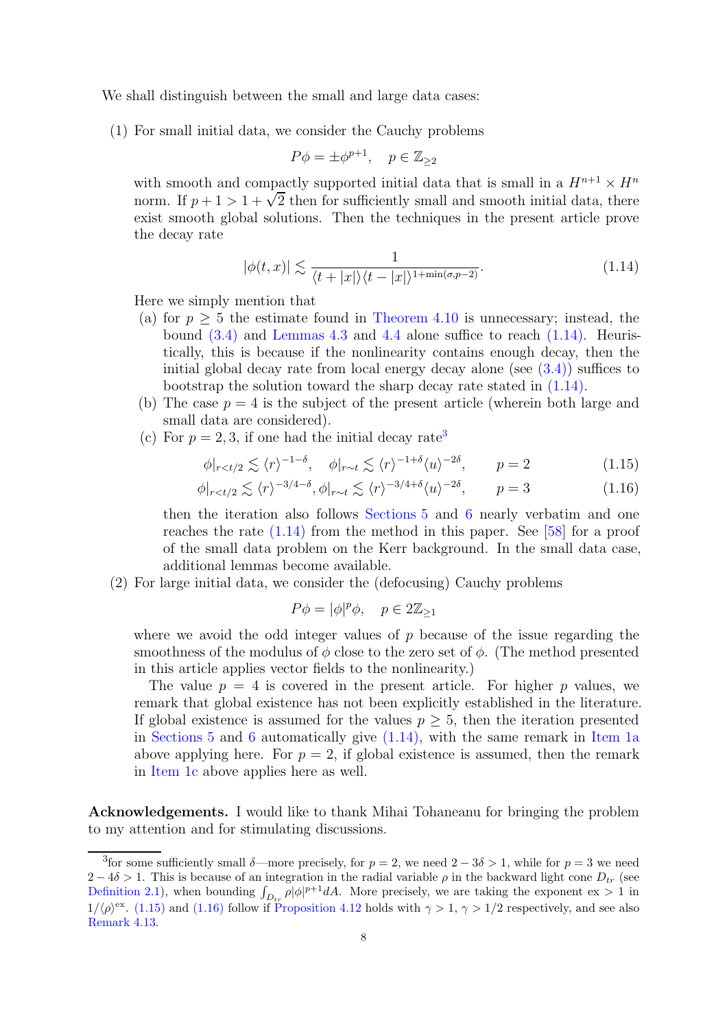We shall distinguish between the small and large data cases:

(1) For small initial data, we consider the Cauchy problems

$$P\phi = \pm\phi^{p+1}, \quad p \in \mathbb{Z}_{\geq 2}$$

with smooth and compactly supported initial data that is small in a $H^{n+1} \times H^n$ norm. If $p+1 > 1+\sqrt{2}$ then for sufficiently small and smooth initial data, there exist smooth global solutions. Then the techniques in the present article prove the decay rate

$$|\phi(t,x)| \lesssim \frac{1}{\langle t+|x|\rangle \langle t-|x|\rangle^{1+\min(\sigma,p-2)}}. \tag{1.14}$$

Here we simply mention that

   (a) for $p \geq 5$ the estimate found in Theorem 4.10 is unnecessary; instead, the bound (3.4) and Lemmas 4.3 and 4.4 alone suffice to reach (1.14). Heuristically, this is because if the nonlinearity contains enough decay, then the initial global decay rate from local energy decay alone (see (3.4)) suffices to bootstrap the solution toward the sharp decay rate stated in (1.14).

   (b) The case $p = 4$ is the subject of the present article (wherein both large and small data are considered).

   (c) For $p = 2, 3$, if one had the initial decay rate[3]

$$\phi|_{r<t/2} \lesssim \langle r\rangle^{-1-\delta}, \quad \phi|_{r\sim t} \lesssim \langle r\rangle^{-1+\delta}\langle u\rangle^{-2\delta}, \qquad p = 2 \tag{1.15}$$

$$\phi|_{r<t/2} \lesssim \langle r\rangle^{-3/4-\delta}, \phi|_{r\sim t} \lesssim \langle r\rangle^{-3/4+\delta}\langle u\rangle^{-2\delta}, \qquad p = 3 \tag{1.16}$$

   then the iteration also follows Sections 5 and 6 nearly verbatim and one reaches the rate (1.14) from the method in this paper. See [58] for a proof of the small data problem on the Kerr background. In the small data case, additional lemmas become available.

(2) For large initial data, we consider the (defocusing) Cauchy problems

$$P\phi = |\phi|^p\phi, \quad p \in 2\mathbb{Z}_{\geq 1}$$

where we avoid the odd integer values of $p$ because of the issue regarding the smoothness of the modulus of $\phi$ close to the zero set of $\phi$. (The method presented in this article applies vector fields to the nonlinearity.)

The value $p = 4$ is covered in the present article. For higher $p$ values, we remark that global existence has not been explicitly established in the literature. If global existence is assumed for the values $p \geq 5$, then the iteration presented in Sections 5 and 6 automatically give (1.14), with the same remark in Item 1a above applying here. For $p = 2$, if global existence is assumed, then the remark in Item 1c above applies here as well.

**Acknowledgements.** I would like to thank Mihai Tohaneanu for bringing the problem to my attention and for stimulating discussions.

---

[3] for some sufficiently small $\delta$—more precisely, for $p = 2$, we need $2 - 3\delta > 1$, while for $p = 3$ we need $2 - 4\delta > 1$. This is because of an integration in the radial variable $\rho$ in the backward light cone $D_{tr}$ (see Definition 2.1), when bounding $\int_{D_{tr}} \rho|\phi|^{p+1}dA$. More precisely, we are taking the exponent ex $> 1$ in $1/\langle\rho\rangle^{\text{ex}}$. (1.15) and (1.16) follow if Proposition 4.12 holds with $\gamma > 1$, $\gamma > 1/2$ respectively, and see also Remark 4.13.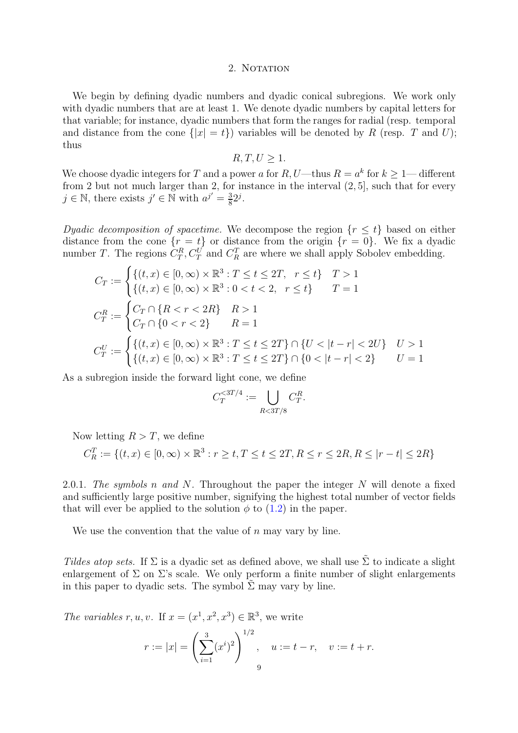## 2. Notation

We begin by defining dyadic numbers and dyadic conical subregions. We work only with dyadic numbers that are at least 1. We denote dyadic numbers by capital letters for that variable; for instance, dyadic numbers that form the ranges for radial (resp. temporal and distance from the cone $\{|x| = t\}$) variables will be denoted by $R$ (resp. $T$ and $U$); thus

$$R, T, U \geq 1.$$

We choose dyadic integers for $T$ and a power $a$ for $R, U$—thus $R = a^k$ for $k \geq 1$— different from 2 but not much larger than 2, for instance in the interval $(2, 5]$, such that for every $j \in \mathbb{N}$, there exists $j' \in \mathbb{N}$ with $a^{j'} = \frac{3}{8} 2^j$.

*Dyadic decomposition of spacetime.* We decompose the region $\{r \leq t\}$ based on either distance from the cone $\{r = t\}$ or distance from the origin $\{r = 0\}$. We fix a dyadic number $T$. The regions $C_T^R, C_T^U$ and $C_R^T$ are where we shall apply Sobolev embedding.

$$C_T := \begin{cases} \{(t,x) \in [0,\infty) \times \mathbb{R}^3 : T \leq t \leq 2T, \quad r \leq t\} & T > 1 \\ \{(t,x) \in [0,\infty) \times \mathbb{R}^3 : 0 < t < 2, \quad r \leq t\} & T = 1 \end{cases}$$

$$C_T^R := \begin{cases} C_T \cap \{R < r < 2R\} & R > 1 \\ C_T \cap \{0 < r < 2\} & R = 1 \end{cases}$$

$$C_T^U := \begin{cases} \{(t,x) \in [0,\infty) \times \mathbb{R}^3 : T \leq t \leq 2T\} \cap \{U < |t - r| < 2U\} & U > 1 \\ \{(t,x) \in [0,\infty) \times \mathbb{R}^3 : T \leq t \leq 2T\} \cap \{0 < |t - r| < 2\} & U = 1 \end{cases}$$

As a subregion inside the forward light cone, we define

$$C_T^{<3T/4} := \bigcup_{R < 3T/8} C_T^R.$$

Now letting $R > T$, we define

$$C_R^T := \{(t,x) \in [0,\infty) \times \mathbb{R}^3 : r \geq t, T \leq t \leq 2T, R \leq r \leq 2R, R \leq |r - t| \leq 2R\}$$

2.0.1. *The symbols $n$ and $N$.* Throughout the paper the integer $N$ will denote a fixed and sufficiently large positive number, signifying the highest total number of vector fields that will ever be applied to the solution $\phi$ to (1.2) in the paper.

We use the convention that the value of $n$ may vary by line.

*Tildes atop sets.* If $\Sigma$ is a dyadic set as defined above, we shall use $\tilde{\Sigma}$ to indicate a slight enlargement of $\Sigma$ on $\Sigma$'s scale. We only perform a finite number of slight enlargements in this paper to dyadic sets. The symbol $\tilde{\Sigma}$ may vary by line.

*The variables $r, u, v$.* If $x = (x^1, x^2, x^3) \in \mathbb{R}^3$, we write

$$r := |x| = \left( \sum_{i=1}^{3} (x^i)^2 \right)^{1/2}, \quad u := t - r, \quad v := t + r.$$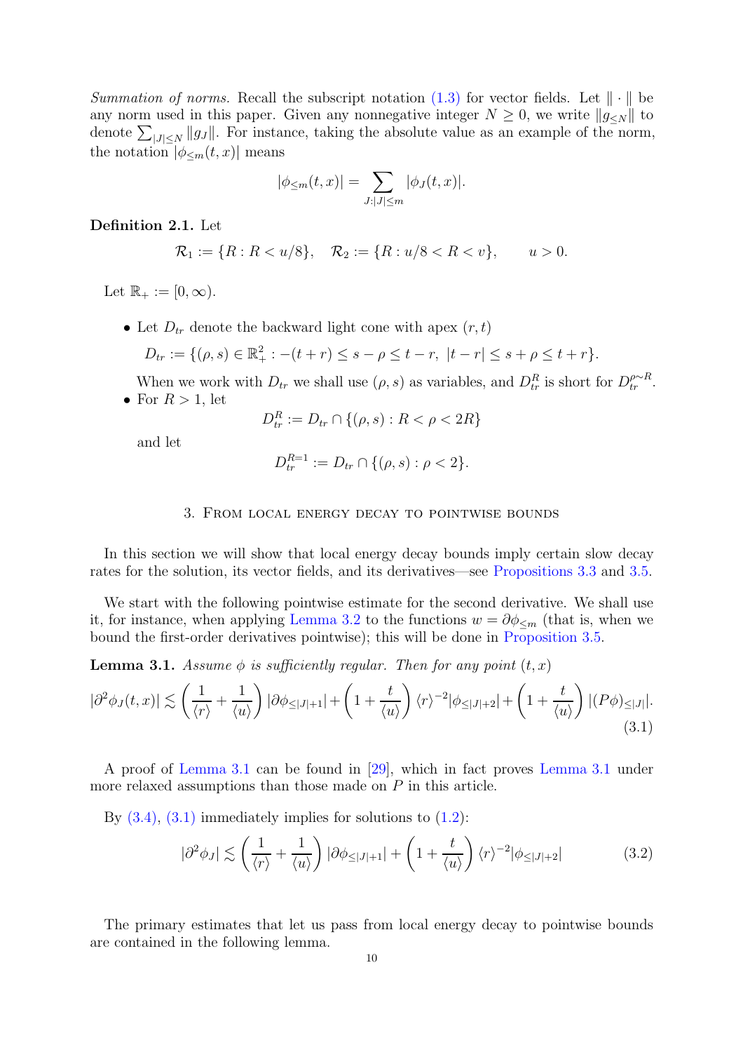*Summation of norms.* Recall the subscript notation (1.3) for vector fields. Let $\|\cdot\|$ be any norm used in this paper. Given any nonnegative integer $N \geq 0$, we write $\|g_{\leq N}\|$ to denote $\sum_{|J|\leq N} \|g_J\|$. For instance, taking the absolute value as an example of the norm, the notation $|\phi_{\leq m}(t,x)|$ means

$$|\phi_{\leq m}(t,x)| = \sum_{J:|J|\leq m} |\phi_J(t,x)|.$$

**Definition 2.1.** Let

$$\mathcal{R}_1 := \{R : R < u/8\}, \quad \mathcal{R}_2 := \{R : u/8 < R < v\}, \qquad u > 0.$$

Let $\mathbb{R}_+ := [0, \infty)$.

- Let $D_{tr}$ denote the backward light cone with apex $(r,t)$

  $$D_{tr} := \{(\rho, s) \in \mathbb{R}_+^2 : -(t+r) \leq s - \rho \leq t - r, \ |t-r| \leq s + \rho \leq t + r\}.$$

  When we work with $D_{tr}$ we shall use $(\rho, s)$ as variables, and $D_{tr}^R$ is short for $D_{tr}^{\rho\sim R}$.
- For $R > 1$, let

  $$D_{tr}^R := D_{tr} \cap \{(\rho, s) : R < \rho < 2R\}$$

  and let

  $$D_{tr}^{R=1} := D_{tr} \cap \{(\rho, s) : \rho < 2\}.$$

## 3. From local energy decay to pointwise bounds

In this section we will show that local energy decay bounds imply certain slow decay rates for the solution, its vector fields, and its derivatives—see Propositions 3.3 and 3.5.

We start with the following pointwise estimate for the second derivative. We shall use it, for instance, when applying Lemma 3.2 to the functions $w = \partial\phi_{\leq m}$ (that is, when we bound the first-order derivatives pointwise); this will be done in Proposition 3.5.

**Lemma 3.1.** *Assume $\phi$ is sufficiently regular. Then for any point $(t,x)$*

$$|\partial^2\phi_J(t,x)| \lesssim \left(\frac{1}{\langle r\rangle} + \frac{1}{\langle u\rangle}\right)|\partial\phi_{\leq|J|+1}| + \left(1 + \frac{t}{\langle u\rangle}\right)\langle r\rangle^{-2}|\phi_{\leq|J|+2}| + \left(1 + \frac{t}{\langle u\rangle}\right)|(P\phi)_{\leq|J|}|. \tag{3.1}$$

A proof of Lemma 3.1 can be found in [29], which in fact proves Lemma 3.1 under more relaxed assumptions than those made on $P$ in this article.

By (3.4), (3.1) immediately implies for solutions to (1.2):

$$|\partial^2\phi_J| \lesssim \left(\frac{1}{\langle r\rangle} + \frac{1}{\langle u\rangle}\right)|\partial\phi_{\leq|J|+1}| + \left(1 + \frac{t}{\langle u\rangle}\right)\langle r\rangle^{-2}|\phi_{\leq|J|+2}| \tag{3.2}$$

The primary estimates that let us pass from local energy decay to pointwise bounds are contained in the following lemma.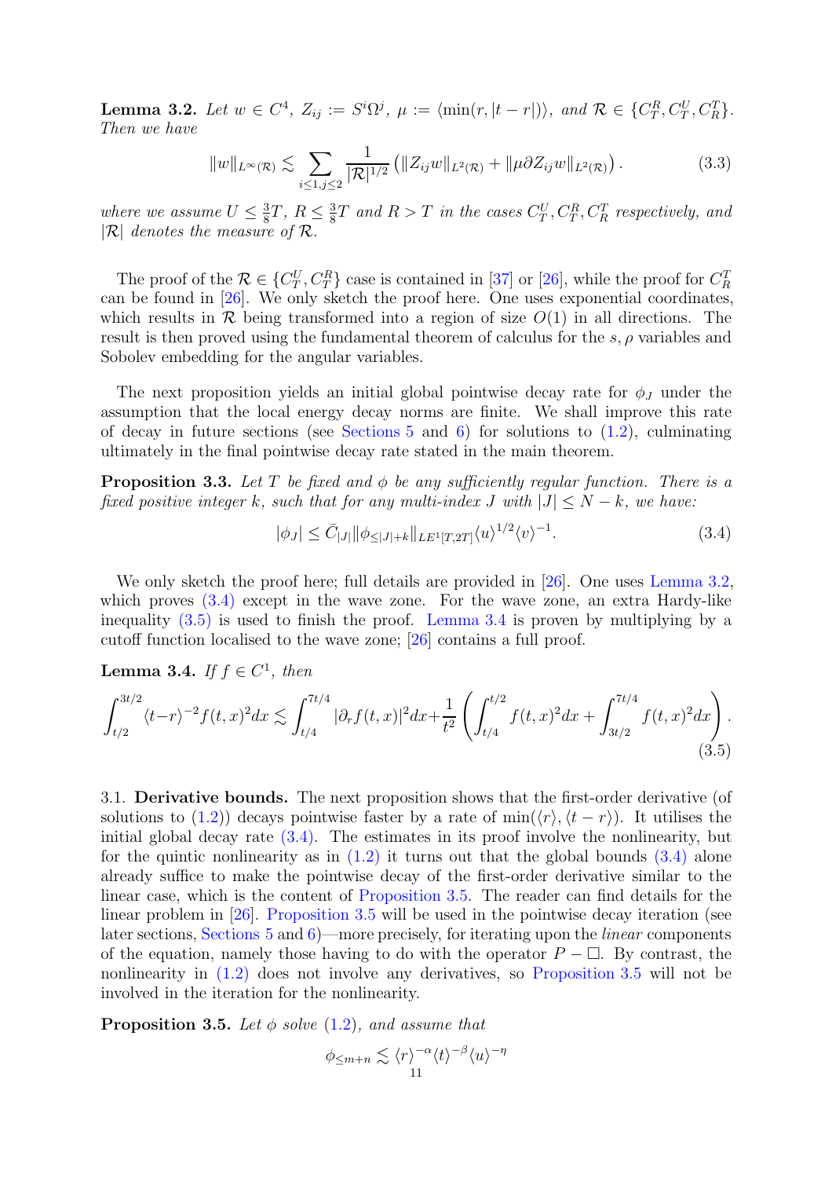**Lemma 3.2.** *Let $w \in C^4$, $Z_{ij} := S^i\Omega^j$, $\mu := \langle \min(r, |t-r|)\rangle$, and $\mathcal{R} \in \{C_T^R, C_T^U, C_R^T\}$. Then we have*

$$\|w\|_{L^\infty(\mathcal{R})} \lesssim \sum_{i\leq 1, j\leq 2} \frac{1}{|\mathcal{R}|^{1/2}} \left( \|Z_{ij} w\|_{L^2(\mathcal{R})} + \|\mu \partial Z_{ij} w\|_{L^2(\mathcal{R})} \right). \tag{3.3}$$

*where we assume $U \leq \frac{3}{8}T$, $R \leq \frac{3}{8}T$ and $R > T$ in the cases $C_T^U, C_T^R, C_R^T$ respectively, and $|\mathcal{R}|$ denotes the measure of $\mathcal{R}$.*

The proof of the $\mathcal{R} \in \{C_T^U, C_T^R\}$ case is contained in [37] or [26], while the proof for $C_R^T$ can be found in [26]. We only sketch the proof here. One uses exponential coordinates, which results in $\mathcal{R}$ being transformed into a region of size $O(1)$ in all directions. The result is then proved using the fundamental theorem of calculus for the $s, \rho$ variables and Sobolev embedding for the angular variables.

The next proposition yields an initial global pointwise decay rate for $\phi_J$ under the assumption that the local energy decay norms are finite. We shall improve this rate of decay in future sections (see Sections 5 and 6) for solutions to (1.2), culminating ultimately in the final pointwise decay rate stated in the main theorem.

**Proposition 3.3.** *Let $T$ be fixed and $\phi$ be any sufficiently regular function. There is a fixed positive integer $k$, such that for any multi-index $J$ with $|J| \leq N - k$, we have:*

$$|\phi_J| \leq \bar{C}_{|J|} \|\phi_{\leq |J|+k}\|_{LE^1[T,2T]} \langle u\rangle^{1/2} \langle v\rangle^{-1}. \tag{3.4}$$

We only sketch the proof here; full details are provided in [26]. One uses Lemma 3.2, which proves (3.4) except in the wave zone. For the wave zone, an extra Hardy-like inequality (3.5) is used to finish the proof. Lemma 3.4 is proven by multiplying by a cutoff function localised to the wave zone; [26] contains a full proof.

**Lemma 3.4.** *If $f \in C^1$, then*

$$\int_{t/2}^{3t/2} \langle t-r\rangle^{-2} f(t,x)^2 dx \lesssim \int_{t/4}^{7t/4} |\partial_r f(t,x)|^2 dx + \frac{1}{t^2}\left( \int_{t/4}^{t/2} f(t,x)^2 dx + \int_{3t/2}^{7t/4} f(t,x)^2 dx \right). \tag{3.5}$$

## 3.1. Derivative bounds.

The next proposition shows that the first-order derivative (of solutions to (1.2)) decays pointwise faster by a rate of $\min(\langle r\rangle, \langle t-r\rangle)$. It utilises the initial global decay rate (3.4). The estimates in its proof involve the nonlinearity, but for the quintic nonlinearity as in (1.2) it turns out that the global bounds (3.4) alone already suffice to make the pointwise decay of the first-order derivative similar to the linear case, which is the content of Proposition 3.5. The reader can find details for the linear problem in [26]. Proposition 3.5 will be used in the pointwise decay iteration (see later sections, Sections 5 and 6)—more precisely, for iterating upon the *linear* components of the equation, namely those having to do with the operator $P - \Box$. By contrast, the nonlinearity in (1.2) does not involve any derivatives, so Proposition 3.5 will not be involved in the iteration for the nonlinearity.

**Proposition 3.5.** *Let $\phi$ solve (1.2), and assume that*

$$\phi_{\leq m+n} \lesssim \langle r\rangle^{-\alpha} \langle t\rangle^{-\beta} \langle u\rangle^{-\eta}$$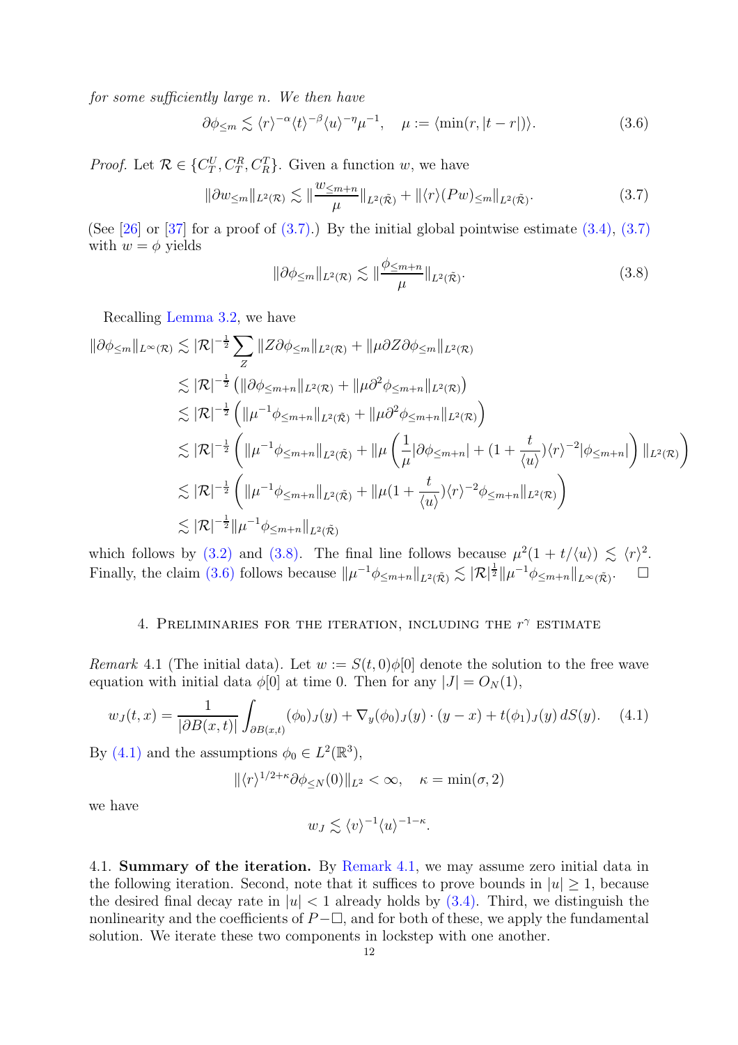*for some sufficiently large $n$. We then have*

$$\partial\phi_{\leq m} \lesssim \langle r\rangle^{-\alpha}\langle t\rangle^{-\beta}\langle u\rangle^{-\eta}\mu^{-1}, \quad \mu := \langle \min(r, |t-r|)\rangle. \tag{3.6}$$

*Proof.* Let $\mathcal{R} \in \{C_T^U, C_T^R, C_R^T\}$. Given a function $w$, we have

$$\|\partial w_{\leq m}\|_{L^2(\mathcal{R})} \lesssim \|\frac{w_{\leq m+n}}{\mu}\|_{L^2(\tilde{\mathcal{R}})} + \|\langle r\rangle (Pw)_{\leq m}\|_{L^2(\tilde{\mathcal{R}})}. \tag{3.7}$$

(See [26] or [37] for a proof of (3.7).) By the initial global pointwise estimate (3.4), (3.7) with $w = \phi$ yields

$$\|\partial\phi_{\leq m}\|_{L^2(\mathcal{R})} \lesssim \|\frac{\phi_{\leq m+n}}{\mu}\|_{L^2(\tilde{\mathcal{R}})}. \tag{3.8}$$

Recalling Lemma 3.2, we have

$$\begin{aligned}
\|\partial\phi_{\leq m}\|_{L^\infty(\mathcal{R})} &\lesssim |\mathcal{R}|^{-\frac{1}{2}} \sum_Z \|Z\partial\phi_{\leq m}\|_{L^2(\mathcal{R})} + \|\mu\partial Z\partial\phi_{\leq m}\|_{L^2(\mathcal{R})} \\
&\lesssim |\mathcal{R}|^{-\frac{1}{2}} \left(\|\partial\phi_{\leq m+n}\|_{L^2(\mathcal{R})} + \|\mu\partial^2\phi_{\leq m+n}\|_{L^2(\mathcal{R})}\right) \\
&\lesssim |\mathcal{R}|^{-\frac{1}{2}} \left(\|\mu^{-1}\phi_{\leq m+n}\|_{L^2(\tilde{\mathcal{R}})} + \|\mu\partial^2\phi_{\leq m+n}\|_{L^2(\mathcal{R})}\right) \\
&\lesssim |\mathcal{R}|^{-\frac{1}{2}} \left(\|\mu^{-1}\phi_{\leq m+n}\|_{L^2(\tilde{\mathcal{R}})} + \|\mu\left(\frac{1}{\mu}|\partial\phi_{\leq m+n}| + (1 + \frac{t}{\langle u\rangle})\langle r\rangle^{-2}|\phi_{\leq m+n}|\right)\|_{L^2(\mathcal{R})}\right) \\
&\lesssim |\mathcal{R}|^{-\frac{1}{2}} \left(\|\mu^{-1}\phi_{\leq m+n}\|_{L^2(\tilde{\mathcal{R}})} + \|\mu(1 + \frac{t}{\langle u\rangle})\langle r\rangle^{-2}\phi_{\leq m+n}\|_{L^2(\mathcal{R})}\right) \\
&\lesssim |\mathcal{R}|^{-\frac{1}{2}} \|\mu^{-1}\phi_{\leq m+n}\|_{L^2(\tilde{\mathcal{R}})}
\end{aligned}$$

which follows by (3.2) and (3.8). The final line follows because $\mu^2(1 + t/\langle u\rangle) \lesssim \langle r\rangle^2$. Finally, the claim (3.6) follows because $\|\mu^{-1}\phi_{\leq m+n}\|_{L^2(\tilde{\mathcal{R}})} \lesssim |\mathcal{R}|^{\frac{1}{2}}\|\mu^{-1}\phi_{\leq m+n}\|_{L^\infty(\tilde{\mathcal{R}})}$. $\square$

## 4. Preliminaries for the iteration, including the $r^\gamma$ estimate

*Remark* 4.1 (The initial data). Let $w := S(t,0)\phi[0]$ denote the solution to the free wave equation with initial data $\phi[0]$ at time 0. Then for any $|J| = O_N(1)$,

$$w_J(t,x) = \frac{1}{|\partial B(x,t)|}\int_{\partial B(x,t)} (\phi_0)_J(y) + \nabla_y(\phi_0)_J(y)\cdot(y-x) + t(\phi_1)_J(y)\, dS(y). \tag{4.1}$$

By (4.1) and the assumptions $\phi_0 \in L^2(\mathbb{R}^3)$,

$$\|\langle r\rangle^{1/2+\kappa}\partial\phi_{\leq N}(0)\|_{L^2} < \infty, \quad \kappa = \min(\sigma, 2)$$

we have

$$w_J \lesssim \langle v\rangle^{-1}\langle u\rangle^{-1-\kappa}.$$

### 4.1. Summary of the iteration.

By Remark 4.1, we may assume zero initial data in the following iteration. Second, note that it suffices to prove bounds in $|u| \geq 1$, because the desired final decay rate in $|u| < 1$ already holds by (3.4). Third, we distinguish the nonlinearity and the coefficients of $P - \Box$, and for both of these, we apply the fundamental solution. We iterate these two components in lockstep with one another.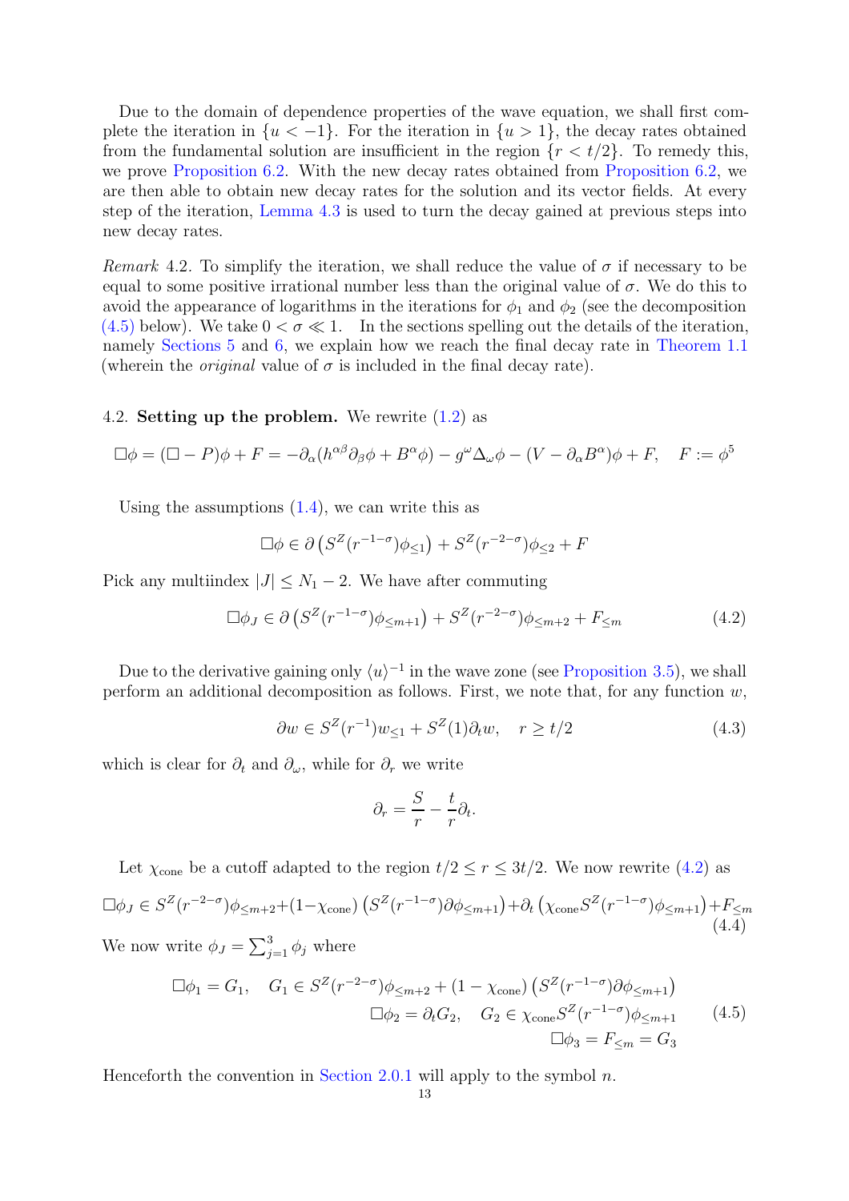Due to the domain of dependence properties of the wave equation, we shall first complete the iteration in $\{u < -1\}$. For the iteration in $\{u > 1\}$, the decay rates obtained from the fundamental solution are insufficient in the region $\{r < t/2\}$. To remedy this, we prove Proposition 6.2. With the new decay rates obtained from Proposition 6.2, we are then able to obtain new decay rates for the solution and its vector fields. At every step of the iteration, Lemma 4.3 is used to turn the decay gained at previous steps into new decay rates.

*Remark* 4.2. To simplify the iteration, we shall reduce the value of $\sigma$ if necessary to be equal to some positive irrational number less than the original value of $\sigma$. We do this to avoid the appearance of logarithms in the iterations for $\phi_1$ and $\phi_2$ (see the decomposition (4.5) below). We take $0 < \sigma \ll 1$. In the sections spelling out the details of the iteration, namely Sections 5 and 6, we explain how we reach the final decay rate in Theorem 1.1 (wherein the *original* value of $\sigma$ is included in the final decay rate).

### 4.2. Setting up the problem.

We rewrite (1.2) as

$$\Box\phi = (\Box - P)\phi + F = -\partial_\alpha(h^{\alpha\beta}\partial_\beta\phi + B^\alpha\phi) - g^\omega\Delta_\omega\phi - (V - \partial_\alpha B^\alpha)\phi + F, \quad F := \phi^5$$

Using the assumptions (1.4), we can write this as

$$\Box\phi \in \partial\left(S^Z(r^{-1-\sigma})\phi_{\leq 1}\right) + S^Z(r^{-2-\sigma})\phi_{\leq 2} + F$$

Pick any multiindex $|J| \leq N_1 - 2$. We have after commuting

$$\Box\phi_J \in \partial\left(S^Z(r^{-1-\sigma})\phi_{\leq m+1}\right) + S^Z(r^{-2-\sigma})\phi_{\leq m+2} + F_{\leq m} \tag{4.2}$$

Due to the derivative gaining only $\langle u\rangle^{-1}$ in the wave zone (see Proposition 3.5), we shall perform an additional decomposition as follows. First, we note that, for any function $w$,

$$\partial w \in S^Z(r^{-1})w_{\leq 1} + S^Z(1)\partial_t w, \quad r \geq t/2 \tag{4.3}$$

which is clear for $\partial_t$ and $\partial_\omega$, while for $\partial_r$ we write

$$\partial_r = \frac{S}{r} - \frac{t}{r}\partial_t.$$

Let $\chi_{\text{cone}}$ be a cutoff adapted to the region $t/2 \leq r \leq 3t/2$. We now rewrite (4.2) as

$$\Box\phi_J \in S^Z(r^{-2-\sigma})\phi_{\leq m+2} + (1-\chi_{\text{cone}})\left(S^Z(r^{-1-\sigma})\partial\phi_{\leq m+1}\right) + \partial_t\left(\chi_{\text{cone}}S^Z(r^{-1-\sigma})\phi_{\leq m+1}\right) + F_{\leq m} \tag{4.4}$$

We now write $\phi_J = \sum_{j=1}^3 \phi_j$ where

$$\begin{aligned} \Box\phi_1 = G_1, \quad G_1 \in S^Z(r^{-2-\sigma})\phi_{\leq m+2} + (1-\chi_{\text{cone}})\left(S^Z(r^{-1-\sigma})\partial\phi_{\leq m+1}\right) \\ \Box\phi_2 = \partial_t G_2, \quad G_2 \in \chi_{\text{cone}}S^Z(r^{-1-\sigma})\phi_{\leq m+1} \\ \Box\phi_3 = F_{\leq m} = G_3 \end{aligned} \tag{4.5}$$

Henceforth the convention in Section 2.0.1 will apply to the symbol $n$.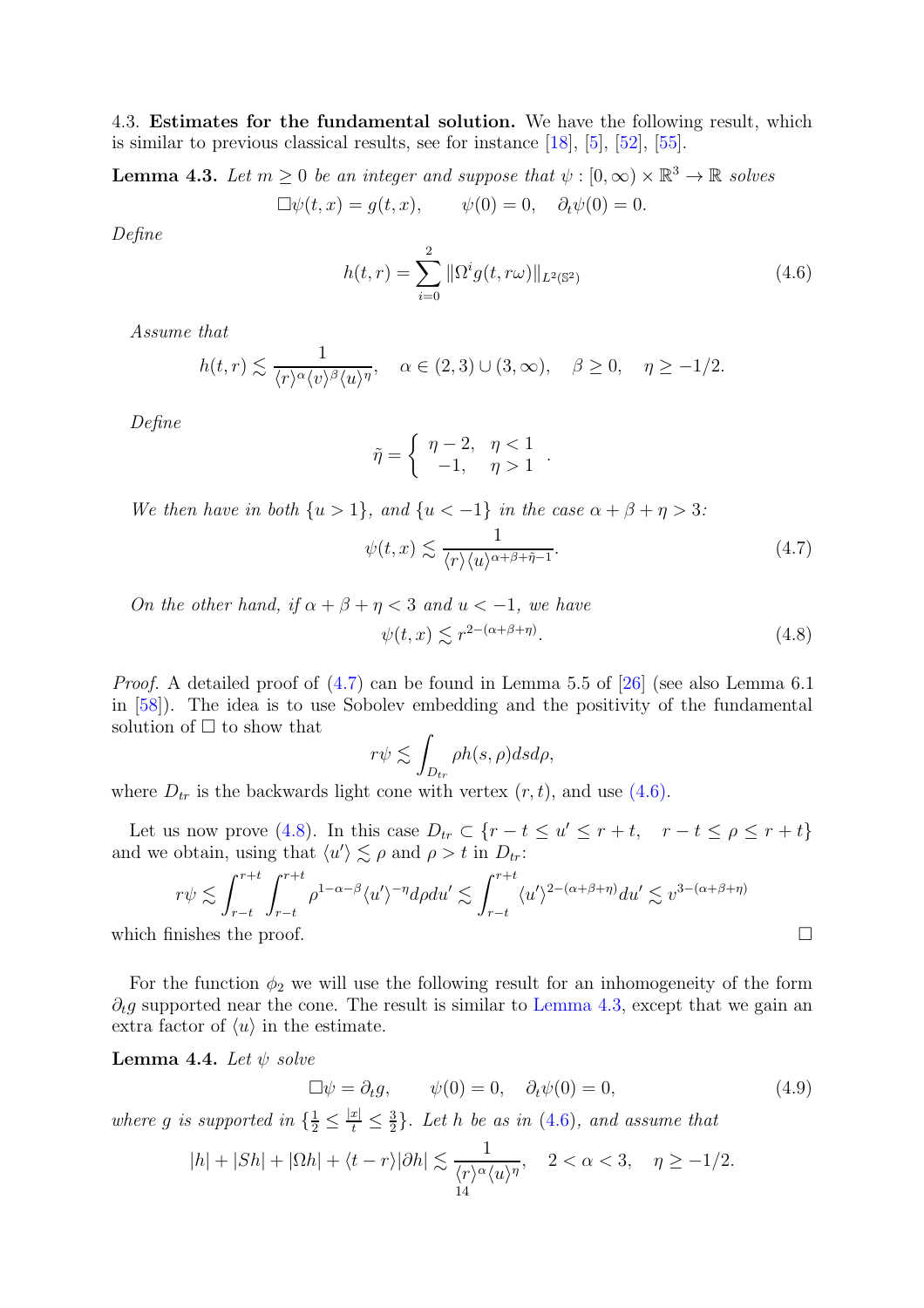4.3. **Estimates for the fundamental solution.** We have the following result, which is similar to previous classical results, see for instance [18], [5], [52], [55].

**Lemma 4.3.** *Let $m \geq 0$ be an integer and suppose that $\psi : [0, \infty) \times \mathbb{R}^3 \to \mathbb{R}$ solves*

$$\Box \psi(t, x) = g(t, x), \qquad \psi(0) = 0, \quad \partial_t \psi(0) = 0.$$

*Define*

$$h(t, r) = \sum_{i=0}^{2} \|\Omega^i g(t, r\omega)\|_{L^2(\mathbb{S}^2)} \tag{4.6}$$

*Assume that*

$$h(t, r) \lesssim \frac{1}{\langle r \rangle^\alpha \langle v \rangle^\beta \langle u \rangle^\eta}, \quad \alpha \in (2, 3) \cup (3, \infty), \quad \beta \geq 0, \quad \eta \geq -1/2.$$

*Define*

$$\tilde{\eta} = \begin{cases} \eta - 2, & \eta < 1 \\ -1, & \eta > 1 \end{cases}.$$

*We then have in both $\{u > 1\}$, and $\{u < -1\}$ in the case $\alpha + \beta + \eta > 3$:*

$$\psi(t, x) \lesssim \frac{1}{\langle r \rangle \langle u \rangle^{\alpha + \beta + \tilde{\eta} - 1}}. \tag{4.7}$$

*On the other hand, if $\alpha + \beta + \eta < 3$ and $u < -1$, we have*

$$\psi(t, x) \lesssim r^{2 - (\alpha + \beta + \eta)}. \tag{4.8}$$

*Proof.* A detailed proof of (4.7) can be found in Lemma 5.5 of [26] (see also Lemma 6.1 in [58]). The idea is to use Sobolev embedding and the positivity of the fundamental solution of $\Box$ to show that

$$r\psi \lesssim \int_{D_{tr}} \rho h(s, \rho) ds d\rho,$$

where $D_{tr}$ is the backwards light cone with vertex $(r, t)$, and use (4.6).

Let us now prove (4.8). In this case $D_{tr} \subset \{r - t \leq u' \leq r + t, \quad r - t \leq \rho \leq r + t\}$ and we obtain, using that $\langle u' \rangle \lesssim \rho$ and $\rho > t$ in $D_{tr}$:

$$r\psi \lesssim \int_{r-t}^{r+t} \int_{r-t}^{r+t} \rho^{1-\alpha-\beta} \langle u' \rangle^{-\eta} d\rho du' \lesssim \int_{r-t}^{r+t} \langle u' \rangle^{2-(\alpha+\beta+\eta)} du' \lesssim v^{3-(\alpha+\beta+\eta)}$$

which finishes the proof. $\square$

For the function $\phi_2$ we will use the following result for an inhomogeneity of the form $\partial_t g$ supported near the cone. The result is similar to Lemma 4.3, except that we gain an extra factor of $\langle u \rangle$ in the estimate.

**Lemma 4.4.** *Let $\psi$ solve*

$$\Box \psi = \partial_t g, \qquad \psi(0) = 0, \quad \partial_t \psi(0) = 0, \tag{4.9}$$

*where $g$ is supported in $\{\frac{1}{2} \leq \frac{|x|}{t} \leq \frac{3}{2}\}$. Let $h$ be as in (4.6), and assume that*

$$|h| + |Sh| + |\Omega h| + \langle t - r \rangle |\partial h| \lesssim \frac{1}{\langle r \rangle^\alpha \langle u \rangle^\eta}, \quad 2 < \alpha < 3, \quad \eta \geq -1/2.$$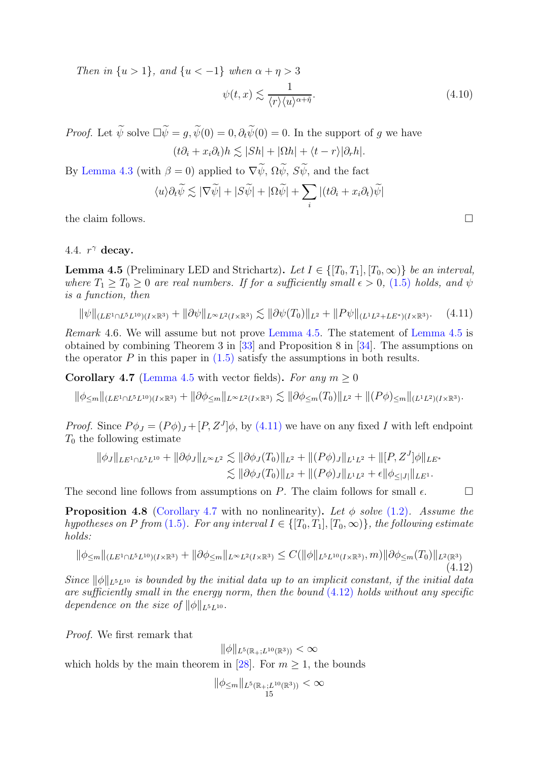*Then in $\{u > 1\}$, and $\{u < -1\}$ when $\alpha + \eta > 3$*

$$\psi(t,x) \lesssim \frac{1}{\langle r\rangle \langle u\rangle^{\alpha+\tilde{\eta}}}. \tag{4.10}$$

*Proof.* Let $\widetilde{\psi}$ solve $\Box\widetilde{\psi} = g, \widetilde{\psi}(0) = 0, \partial_t\widetilde{\psi}(0) = 0$. In the support of $g$ we have

$$(t\partial_i + x_i\partial_t)h \lesssim |Sh| + |\Omega h| + \langle t - r\rangle|\partial_r h|.$$

By Lemma 4.3 (with $\beta = 0$) applied to $\nabla\widetilde{\psi}$, $\Omega\widetilde{\psi}$, $S\widetilde{\psi}$, and the fact

$$\langle u\rangle\partial_t\widetilde{\psi} \lesssim |\nabla\widetilde{\psi}| + |S\widetilde{\psi}| + |\Omega\widetilde{\psi}| + \sum_i |(t\partial_i + x_i\partial_t)\widetilde{\psi}|$$

the claim follows. □

## 4.4. $r^\gamma$ decay.

**Lemma 4.5** (Preliminary LED and Strichartz). *Let $I \in \{[T_0, T_1], [T_0, \infty)\}$ be an interval, where $T_1 \geq T_0 \geq 0$ are real numbers. If for a sufficiently small $\epsilon > 0$, (1.5) holds, and $\psi$ is a function, then*

$$\|\psi\|_{(LE^1\cap L^5L^{10})(I\times\mathbb{R}^3)} + \|\partial\psi\|_{L^\infty L^2(I\times\mathbb{R}^3)} \lesssim \|\partial\psi(T_0)\|_{L^2} + \|P\psi\|_{(L^1L^2+LE^*)(I\times\mathbb{R}^3)}. \tag{4.11}$$

*Remark* 4.6. We will assume but not prove Lemma 4.5. The statement of Lemma 4.5 is obtained by combining Theorem 3 in [33] and Proposition 8 in [34]. The assumptions on the operator $P$ in this paper in (1.5) satisfy the assumptions in both results.

**Corollary 4.7** (Lemma 4.5 with vector fields). *For any $m \geq 0$*

$$\|\phi_{\leq m}\|_{(LE^1\cap L^5L^{10})(I\times\mathbb{R}^3)} + \|\partial\phi_{\leq m}\|_{L^\infty L^2(I\times\mathbb{R}^3)} \lesssim \|\partial\phi_{\leq m}(T_0)\|_{L^2} + \|(P\phi)_{\leq m}\|_{(L^1L^2)(I\times\mathbb{R}^3)}.$$

*Proof.* Since $P\phi_J = (P\phi)_J + [P, Z^J]\phi$, by (4.11) we have on any fixed $I$ with left endpoint $T_0$ the following estimate

$$\begin{aligned}\|\phi_J\|_{LE^1\cap L^5L^{10}} + \|\partial\phi_J\|_{L^\infty L^2} &\lesssim \|\partial\phi_J(T_0)\|_{L^2} + \|(P\phi)_J\|_{L^1L^2} + \|[P, Z^J]\phi\|_{LE^*}\\ &\lesssim \|\partial\phi_J(T_0)\|_{L^2} + \|(P\phi)_J\|_{L^1L^2} + \epsilon\|\phi_{\leq|J|}\|_{LE^1}.\end{aligned}$$

The second line follows from assumptions on $P$. The claim follows for small $\epsilon$. □

**Proposition 4.8** (Corollary 4.7 with no nonlinearity). *Let $\phi$ solve (1.2). Assume the hypotheses on $P$ from (1.5). For any interval $I \in \{[T_0, T_1], [T_0, \infty)\}$, the following estimate holds:*

$$\|\phi_{\leq m}\|_{(LE^1\cap L^5L^{10})(I\times\mathbb{R}^3)} + \|\partial\phi_{\leq m}\|_{L^\infty L^2(I\times\mathbb{R}^3)} \leq C(\|\phi\|_{L^5L^{10}(I\times\mathbb{R}^3)}, m)\|\partial\phi_{\leq m}(T_0)\|_{L^2(\mathbb{R}^3)} \tag{4.12}$$

*Since $\|\phi\|_{L^5L^{10}}$ is bounded by the initial data up to an implicit constant, if the initial data are sufficiently small in the energy norm, then the bound (4.12) holds without any specific dependence on the size of $\|\phi\|_{L^5L^{10}}$.*

*Proof.* We first remark that

$$\|\phi\|_{L^5(\mathbb{R}_+;L^{10}(\mathbb{R}^3))} < \infty$$

which holds by the main theorem in [28]. For $m \geq 1$, the bounds

$$\|\phi_{\leq m}\|_{L^5(\mathbb{R}_+;L^{10}(\mathbb{R}^3))} < \infty$$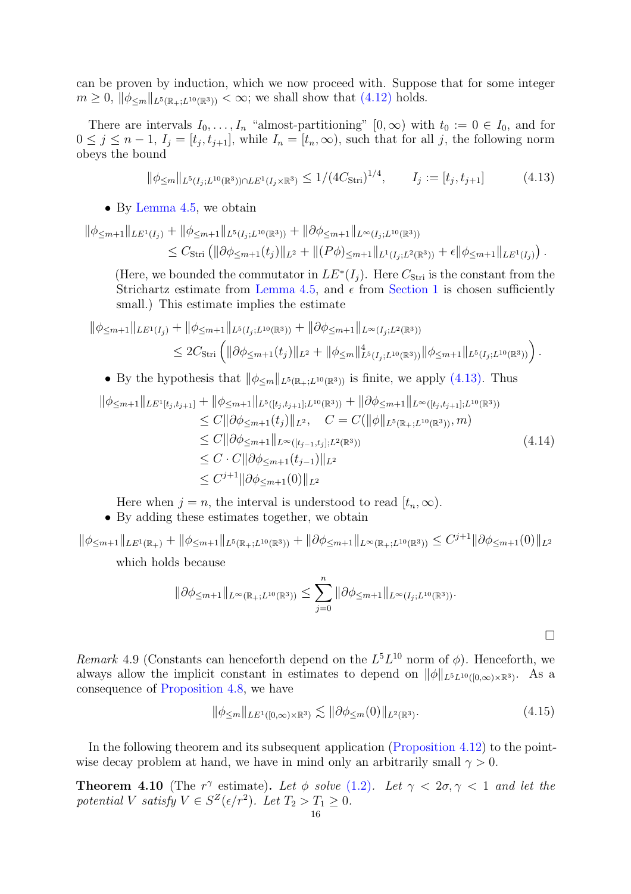can be proven by induction, which we now proceed with. Suppose that for some integer $m \geq 0$, $\|\phi_{\leq m}\|_{L^5(\mathbb{R}_+;L^{10}(\mathbb{R}^3))} < \infty$; we shall show that (4.12) holds.

There are intervals $I_0, \ldots, I_n$ "almost-partitioning" $[0,\infty)$ with $t_0 := 0 \in I_0$, and for $0 \leq j \leq n-1$, $I_j = [t_j, t_{j+1}]$, while $I_n = [t_n, \infty)$, such that for all $j$, the following norm obeys the bound

$$\|\phi_{\leq m}\|_{L^5(I_j;L^{10}(\mathbb{R}^3)) \cap LE^1(I_j \times \mathbb{R}^3)} \leq 1/(4C_{\text{Stri}})^{1/4}, \qquad I_j := [t_j, t_{j+1}] \tag{4.13}$$

- By Lemma 4.5, we obtain

$$\begin{aligned}
&\|\phi_{\leq m+1}\|_{LE^1(I_j)} + \|\phi_{\leq m+1}\|_{L^5(I_j;L^{10}(\mathbb{R}^3))} + \|\partial\phi_{\leq m+1}\|_{L^\infty(I_j;L^{10}(\mathbb{R}^3))} \\
&\qquad \leq C_{\text{Stri}} \left( \|\partial\phi_{\leq m+1}(t_j)\|_{L^2} + \|(P\phi)_{\leq m+1}\|_{L^1(I_j;L^2(\mathbb{R}^3))} + \epsilon\|\phi_{\leq m+1}\|_{LE^1(I_j)} \right).
\end{aligned}$$

  (Here, we bounded the commutator in $LE^*(I_j)$. Here $C_{\text{Stri}}$ is the constant from the Strichartz estimate from Lemma 4.5, and $\epsilon$ from Section 1 is chosen sufficiently small.) This estimate implies the estimate

$$\begin{aligned}
&\|\phi_{\leq m+1}\|_{LE^1(I_j)} + \|\phi_{\leq m+1}\|_{L^5(I_j;L^{10}(\mathbb{R}^3))} + \|\partial\phi_{\leq m+1}\|_{L^\infty(I_j;L^2(\mathbb{R}^3))} \\
&\qquad \leq 2C_{\text{Stri}} \left( \|\partial\phi_{\leq m+1}(t_j)\|_{L^2} + \|\phi_{\leq m}\|^4_{L^5(I_j;L^{10}(\mathbb{R}^3))}\|\phi_{\leq m+1}\|_{L^5(I_j;L^{10}(\mathbb{R}^3))} \right).
\end{aligned}$$

- By the hypothesis that $\|\phi_{\leq m}\|_{L^5(\mathbb{R}_+;L^{10}(\mathbb{R}^3))}$ is finite, we apply (4.13). Thus

$$\begin{aligned}
&\|\phi_{\leq m+1}\|_{LE^1[t_j,t_{j+1}]} + \|\phi_{\leq m+1}\|_{L^5([t_j,t_{j+1}];L^{10}(\mathbb{R}^3))} + \|\partial\phi_{\leq m+1}\|_{L^\infty([t_j,t_{j+1}];L^{10}(\mathbb{R}^3))} \\
&\qquad \leq C\|\partial\phi_{\leq m+1}(t_j)\|_{L^2}, \quad C = C(\|\phi\|_{L^5(\mathbb{R}_+;L^{10}(\mathbb{R}^3))}, m) \\
&\qquad \leq C\|\partial\phi_{\leq m+1}\|_{L^\infty([t_{j-1},t_j];L^2(\mathbb{R}^3))} \\
&\qquad \leq C \cdot C\|\partial\phi_{\leq m+1}(t_{j-1})\|_{L^2} \\
&\qquad \leq C^{j+1}\|\partial\phi_{\leq m+1}(0)\|_{L^2}
\end{aligned} \tag{4.14}$$

  Here when $j = n$, the interval is understood to read $[t_n, \infty)$.
- By adding these estimates together, we obtain

$$\|\phi_{\leq m+1}\|_{LE^1(\mathbb{R}_+)} + \|\phi_{\leq m+1}\|_{L^5(\mathbb{R}_+;L^{10}(\mathbb{R}^3))} + \|\partial\phi_{\leq m+1}\|_{L^\infty(\mathbb{R}_+;L^{10}(\mathbb{R}^3))} \leq C^{j+1}\|\partial\phi_{\leq m+1}(0)\|_{L^2}$$

  which holds because

$$\|\partial\phi_{\leq m+1}\|_{L^\infty(\mathbb{R}_+;L^{10}(\mathbb{R}^3))} \leq \sum_{j=0}^{n} \|\partial\phi_{\leq m+1}\|_{L^\infty(I_j;L^{10}(\mathbb{R}^3))}.$$

□

*Remark* 4.9 (Constants can henceforth depend on the $L^5L^{10}$ norm of $\phi$). Henceforth, we always allow the implicit constant in estimates to depend on $\|\phi\|_{L^5L^{10}([0,\infty)\times\mathbb{R}^3)}$. As a consequence of Proposition 4.8, we have

$$\|\phi_{\leq m}\|_{LE^1([0,\infty)\times\mathbb{R}^3)} \lesssim \|\partial\phi_{\leq m}(0)\|_{L^2(\mathbb{R}^3)}. \tag{4.15}$$

In the following theorem and its subsequent application (Proposition 4.12) to the pointwise decay problem at hand, we have in mind only an arbitrarily small $\gamma > 0$.

**Theorem 4.10** (The $r^\gamma$ estimate)**.** *Let $\phi$ solve (1.2). Let $\gamma < 2\sigma, \gamma < 1$ and let the potential $V$ satisfy $V \in S^Z(\epsilon/r^2)$. Let $T_2 > T_1 \geq 0$.*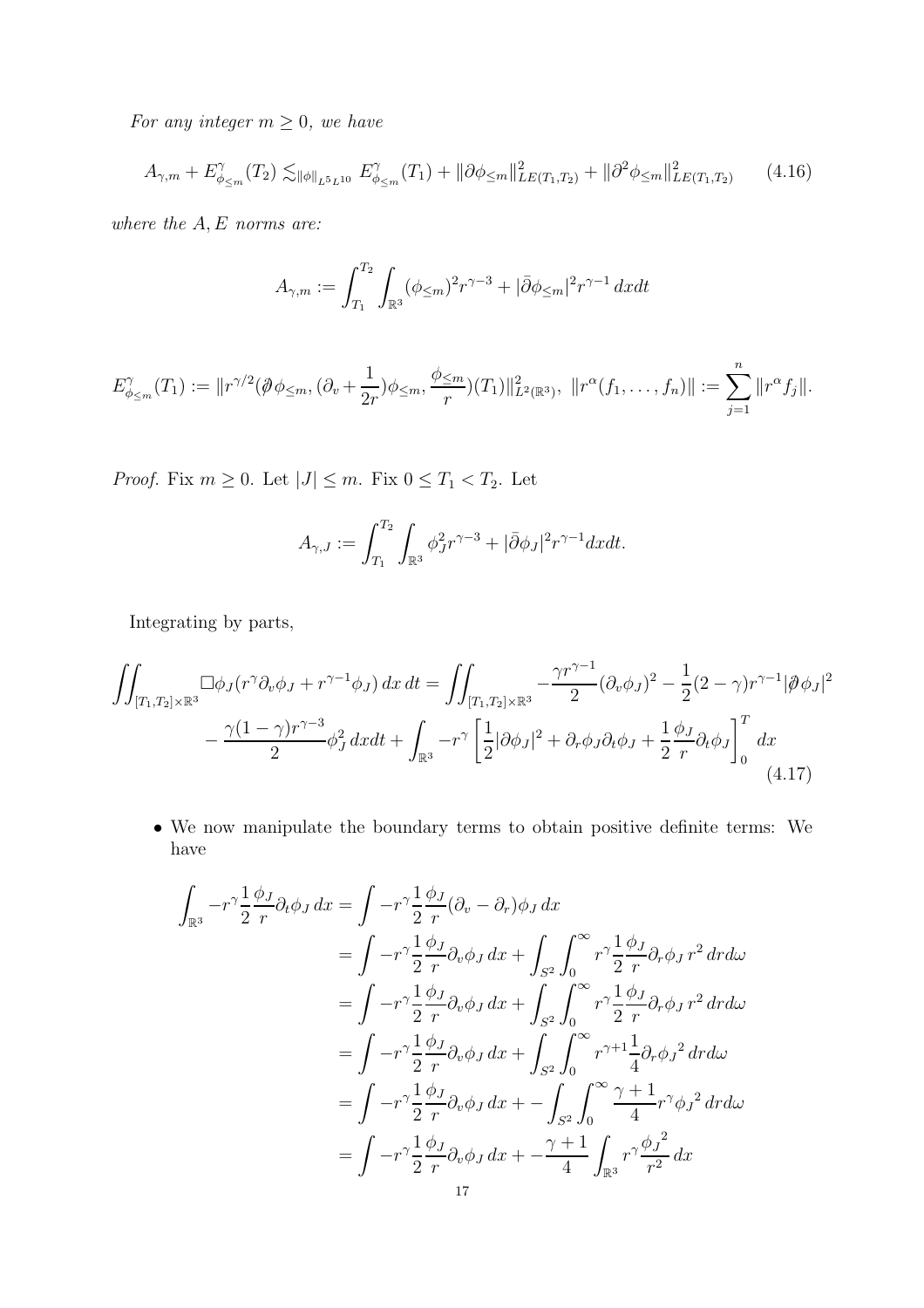*For any integer $m \geq 0$, we have*

$$A_{\gamma,m} + E^{\gamma}_{\phi_{\leq m}}(T_2) \lesssim_{\|\phi\|_{L^5 L^{10}}} E^{\gamma}_{\phi_{\leq m}}(T_1) + \|\partial \phi_{\leq m}\|^2_{LE(T_1,T_2)} + \|\partial^2 \phi_{\leq m}\|^2_{LE(T_1,T_2)} \tag{4.16}$$

*where the $A, E$ norms are:*

$$A_{\gamma,m} := \int_{T_1}^{T_2} \int_{\mathbb{R}^3} (\phi_{\leq m})^2 r^{\gamma-3} + |\bar{\partial} \phi_{\leq m}|^2 r^{\gamma-1} \, dx dt$$

$$E^{\gamma}_{\phi_{\leq m}}(T_1) := \|r^{\gamma/2}(\not\partial \phi_{\leq m}, (\partial_v + \frac{1}{2r})\phi_{\leq m}, \frac{\phi_{\leq m}}{r})(T_1)\|^2_{L^2(\mathbb{R}^3)}, \ \|r^{\alpha}(f_1, \ldots, f_n)\| := \sum_{j=1}^{n} \|r^{\alpha} f_j\|.$$

*Proof.* Fix $m \geq 0$. Let $|J| \leq m$. Fix $0 \leq T_1 < T_2$. Let

$$A_{\gamma,J} := \int_{T_1}^{T_2} \int_{\mathbb{R}^3} \phi_J^2 r^{\gamma-3} + |\bar{\partial} \phi_J|^2 r^{\gamma-1} dx dt.$$

Integrating by parts,

$$\iint_{[T_1,T_2]\times\mathbb{R}^3} \Box \phi_J (r^{\gamma} \partial_v \phi_J + r^{\gamma-1} \phi_J) \, dx \, dt = \iint_{[T_1,T_2]\times\mathbb{R}^3} -\frac{\gamma r^{\gamma-1}}{2}(\partial_v \phi_J)^2 - \frac{1}{2}(2-\gamma) r^{\gamma-1} |\not\partial \phi_J|^2$$
$$- \frac{\gamma(1-\gamma) r^{\gamma-3}}{2} \phi_J^2 \, dx dt + \int_{\mathbb{R}^3} -r^{\gamma} \left[ \frac{1}{2} |\partial \phi_J|^2 + \partial_r \phi_J \partial_t \phi_J + \frac{1}{2} \frac{\phi_J}{r} \partial_t \phi_J \right]_0^T dx \tag{4.17}$$

- We now manipulate the boundary terms to obtain positive definite terms: We have

$$\begin{aligned}
\int_{\mathbb{R}^3} -r^{\gamma} \frac{1}{2} \frac{\phi_J}{r} \partial_t \phi_J \, dx &= \int -r^{\gamma} \frac{1}{2} \frac{\phi_J}{r} (\partial_v - \partial_r) \phi_J \, dx \\
&= \int -r^{\gamma} \frac{1}{2} \frac{\phi_J}{r} \partial_v \phi_J \, dx + \int_{S^2} \int_0^{\infty} r^{\gamma} \frac{1}{2} \frac{\phi_J}{r} \partial_r \phi_J \, r^2 \, dr d\omega \\
&= \int -r^{\gamma} \frac{1}{2} \frac{\phi_J}{r} \partial_v \phi_J \, dx + \int_{S^2} \int_0^{\infty} r^{\gamma} \frac{1}{2} \frac{\phi_J}{r} \partial_r \phi_J \, r^2 \, dr d\omega \\
&= \int -r^{\gamma} \frac{1}{2} \frac{\phi_J}{r} \partial_v \phi_J \, dx + \int_{S^2} \int_0^{\infty} r^{\gamma+1} \frac{1}{4} \partial_r {\phi_J}^2 \, dr d\omega \\
&= \int -r^{\gamma} \frac{1}{2} \frac{\phi_J}{r} \partial_v \phi_J \, dx + - \int_{S^2} \int_0^{\infty} \frac{\gamma+1}{4} r^{\gamma} {\phi_J}^2 \, dr d\omega \\
&= \int -r^{\gamma} \frac{1}{2} \frac{\phi_J}{r} \partial_v \phi_J \, dx + - \frac{\gamma+1}{4} \int_{\mathbb{R}^3} r^{\gamma} \frac{{\phi_J}^2}{r^2} \, dx
\end{aligned}$$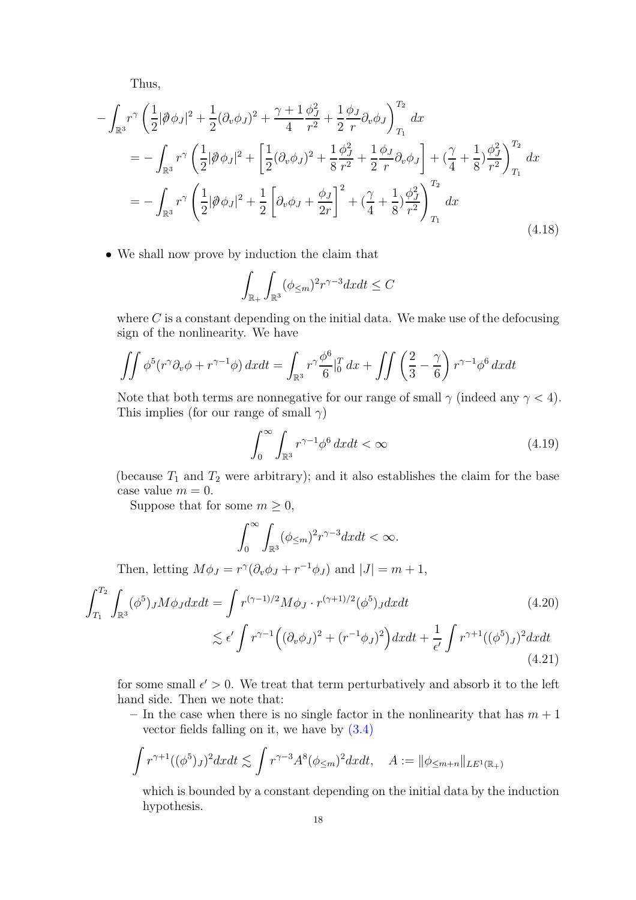Thus,

$$
\begin{aligned}
&-\int_{\mathbb{R}^3} r^\gamma \left(\frac{1}{2}|\not\partial \phi_J|^2 + \frac{1}{2}(\partial_v \phi_J)^2 + \frac{\gamma+1}{4}\frac{\phi_J^2}{r^2} + \frac{1}{2}\frac{\phi_J}{r}\partial_v \phi_J\right)_{T_1}^{T_2} dx \\
&\quad = -\int_{\mathbb{R}^3} r^\gamma \left(\frac{1}{2}|\not\partial \phi_J|^2 + \left[\frac{1}{2}(\partial_v \phi_J)^2 + \frac{1}{8}\frac{\phi_J^2}{r^2} + \frac{1}{2}\frac{\phi_J}{r}\partial_v \phi_J\right] + (\frac{\gamma}{4}+\frac{1}{8})\frac{\phi_J^2}{r^2}\right)_{T_1}^{T_2} dx \\
&\quad = -\int_{\mathbb{R}^3} r^\gamma \left(\frac{1}{2}|\not\partial \phi_J|^2 + \frac{1}{2}\left[\partial_v \phi_J + \frac{\phi_J}{2r}\right]^2 + (\frac{\gamma}{4}+\frac{1}{8})\frac{\phi_J^2}{r^2}\right)_{T_1}^{T_2} dx
\end{aligned}
\tag{4.18}
$$

- We shall now prove by induction the claim that

$$
\int_{\mathbb{R}_+}\int_{\mathbb{R}^3} (\phi_{\le m})^2 r^{\gamma-3} dx dt \le C
$$

where $C$ is a constant depending on the initial data. We make use of the defocusing sign of the nonlinearity. We have

$$
\iint \phi^5 (r^\gamma \partial_v \phi + r^{\gamma-1}\phi)\, dx dt = \int_{\mathbb{R}^3} r^\gamma \frac{\phi^6}{6}\Big|_0^T dx + \iint \left(\frac{2}{3} - \frac{\gamma}{6}\right) r^{\gamma-1}\phi^6 \, dx dt
$$

Note that both terms are nonnegative for our range of small $\gamma$ (indeed any $\gamma < 4$). This implies (for our range of small $\gamma$)

$$
\int_0^\infty \int_{\mathbb{R}^3} r^{\gamma-1}\phi^6 \, dx dt < \infty \tag{4.19}
$$

(because $T_1$ and $T_2$ were arbitrary); and it also establishes the claim for the base case value $m = 0$.

Suppose that for some $m \ge 0$,

$$
\int_0^\infty \int_{\mathbb{R}^3} (\phi_{\le m})^2 r^{\gamma-3} dx dt < \infty.
$$

Then, letting $M\phi_J = r^\gamma(\partial_v \phi_J + r^{-1}\phi_J)$ and $|J| = m+1$,

$$
\begin{aligned}
\int_{T_1}^{T_2}\int_{\mathbb{R}^3} (\phi^5)_J M\phi_J dx dt &= \int r^{(\gamma-1)/2} M\phi_J \cdot r^{(\gamma+1)/2}(\phi^5)_J dx dt && (4.20)\\
&\lesssim \epsilon' \int r^{\gamma-1}\Big((\partial_v \phi_J)^2 + (r^{-1}\phi_J)^2\Big) dx dt + \frac{1}{\epsilon'}\int r^{\gamma+1}((\phi^5)_J)^2 dx dt && (4.21)
\end{aligned}
$$

for some small $\epsilon' > 0$. We treat that term perturbatively and absorb it to the left hand side. Then we note that:

  - In the case when there is no single factor in the nonlinearity that has $m+1$ vector fields falling on it, we have by (3.4)

$$
\int r^{\gamma+1}((\phi^5)_J)^2 dx dt \lesssim \int r^{\gamma-3} A^8 (\phi_{\le m})^2 dx dt, \quad A := \|\phi_{\le m+n}\|_{LE^1(\mathbb{R}_+)}
$$

which is bounded by a constant depending on the initial data by the induction hypothesis.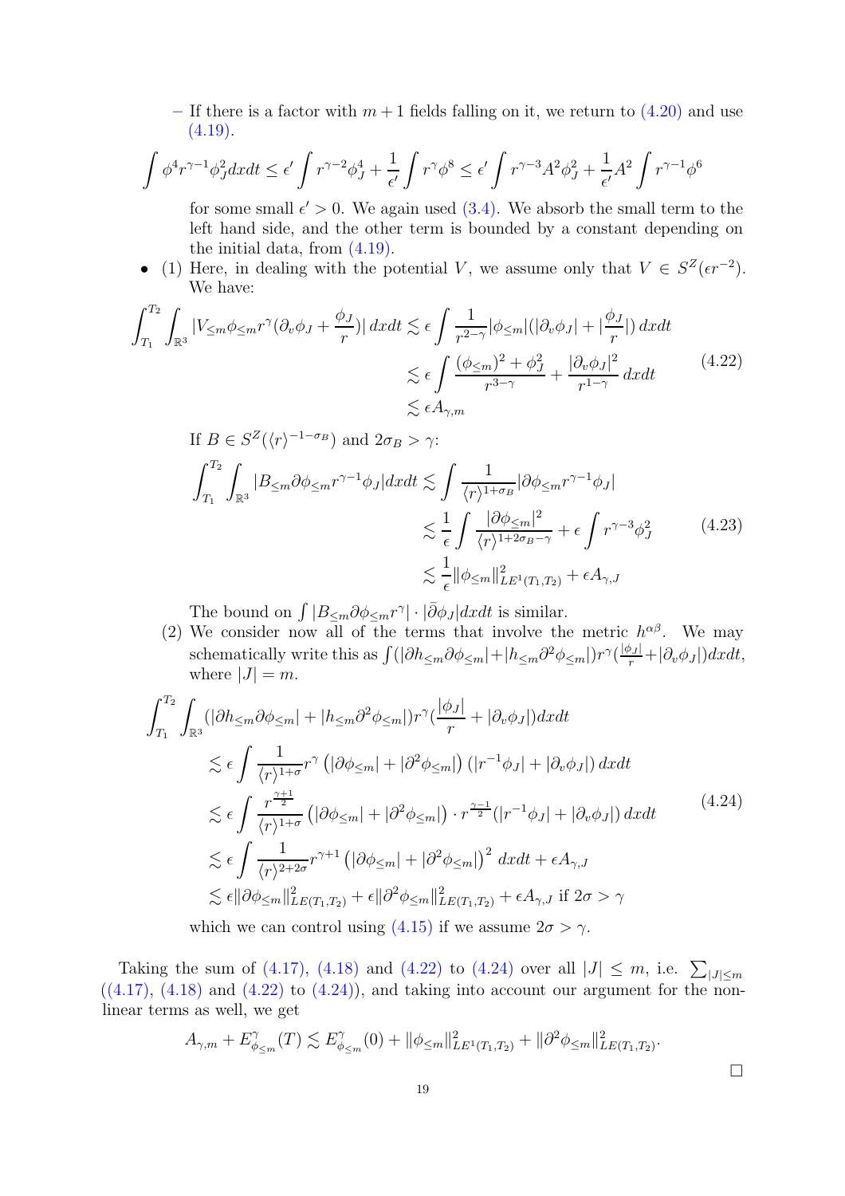– If there is a factor with $m+1$ fields falling on it, we return to (4.20) and use (4.19).

$$\int \phi^4 r^{\gamma-1}\phi_J^2 dxdt \le \epsilon' \int r^{\gamma-2}\phi_J^4 + \frac{1}{\epsilon'}\int r^\gamma \phi^8 \le \epsilon' \int r^{\gamma-3}A^2\phi_J^2 + \frac{1}{\epsilon'}A^2\int r^{\gamma-1}\phi^6$$

for some small $\epsilon' > 0$. We again used (3.4). We absorb the small term to the left hand side, and the other term is bounded by a constant depending on the initial data, from (4.19).

- (1) Here, in dealing with the potential $V$, we assume only that $V \in S^Z(\epsilon r^{-2})$. We have:

$$\begin{aligned}\int_{T_1}^{T_2}\int_{\mathbb{R}^3} |V_{\le m}\phi_{\le m} r^\gamma(\partial_v\phi_J + \frac{\phi_J}{r})|\, dxdt &\lesssim \epsilon \int \frac{1}{r^{2-\gamma}}|\phi_{\le m}|(|\partial_v\phi_J| + |\frac{\phi_J}{r}|)\, dxdt \\ &\lesssim \epsilon \int \frac{(\phi_{\le m})^2 + \phi_J^2}{r^{3-\gamma}} + \frac{|\partial_v\phi_J|^2}{r^{1-\gamma}}\, dxdt \\ &\lesssim \epsilon A_{\gamma,m}\end{aligned} \tag{4.22}$$

If $B \in S^Z(\langle r\rangle^{-1-\sigma_B})$ and $2\sigma_B > \gamma$:

$$\begin{aligned}\int_{T_1}^{T_2}\int_{\mathbb{R}^3} |B_{\le m}\partial\phi_{\le m} r^{\gamma-1}\phi_J| dxdt &\lesssim \int \frac{1}{\langle r\rangle^{1+\sigma_B}}|\partial\phi_{\le m} r^{\gamma-1}\phi_J| \\ &\lesssim \frac{1}{\epsilon}\int \frac{|\partial\phi_{\le m}|^2}{\langle r\rangle^{1+2\sigma_B-\gamma}} + \epsilon\int r^{\gamma-3}\phi_J^2 \\ &\lesssim \frac{1}{\epsilon}\|\phi_{\le m}\|^2_{LE^1(T_1,T_2)} + \epsilon A_{\gamma,J}\end{aligned} \tag{4.23}$$

The bound on $\int |B_{\le m}\partial\phi_{\le m} r^\gamma| \cdot |\bar{\partial}\phi_J| dxdt$ is similar.

(2) We consider now all of the terms that involve the metric $h^{\alpha\beta}$. We may schematically write this as $\int (|\partial h_{\le m}\partial\phi_{\le m}| + |h_{\le m}\partial^2\phi_{\le m}|) r^\gamma(\frac{|\phi_J|}{r} + |\partial_v\phi_J|) dxdt$, where $|J| = m$.

$$\begin{aligned}&\int_{T_1}^{T_2}\int_{\mathbb{R}^3} (|\partial h_{\le m}\partial\phi_{\le m}| + |h_{\le m}\partial^2\phi_{\le m}|) r^\gamma(\frac{|\phi_J|}{r} + |\partial_v\phi_J|) dxdt \\ &\quad\lesssim \epsilon \int \frac{1}{\langle r\rangle^{1+\sigma}} r^\gamma \left(|\partial\phi_{\le m}| + |\partial^2\phi_{\le m}|\right)(|r^{-1}\phi_J| + |\partial_v\phi_J|)\, dxdt \\ &\quad\lesssim \epsilon \int \frac{r^{\frac{\gamma+1}{2}}}{\langle r\rangle^{1+\sigma}} \left(|\partial\phi_{\le m}| + |\partial^2\phi_{\le m}|\right)\cdot r^{\frac{\gamma-1}{2}}(|r^{-1}\phi_J| + |\partial_v\phi_J|)\, dxdt \\ &\quad\lesssim \epsilon \int \frac{1}{\langle r\rangle^{2+2\sigma}} r^{\gamma+1}\left(|\partial\phi_{\le m}| + |\partial^2\phi_{\le m}|\right)^2\, dxdt + \epsilon A_{\gamma,J} \\ &\quad\lesssim \epsilon\|\partial\phi_{\le m}\|^2_{LE(T_1,T_2)} + \epsilon\|\partial^2\phi_{\le m}\|^2_{LE(T_1,T_2)} + \epsilon A_{\gamma,J} \text{ if } 2\sigma > \gamma\end{aligned} \tag{4.24}$$

which we can control using (4.15) if we assume $2\sigma > \gamma$.

Taking the sum of (4.17), (4.18) and (4.22) to (4.24) over all $|J| \le m$, i.e. $\sum_{|J|\le m}$ ((4.17), (4.18) and (4.22) to (4.24)), and taking into account our argument for the non-linear terms as well, we get

$$A_{\gamma,m} + E^\gamma_{\phi_{\le m}}(T) \lesssim E^\gamma_{\phi_{\le m}}(0) + \|\phi_{\le m}\|^2_{LE^1(T_1,T_2)} + \|\partial^2\phi_{\le m}\|^2_{LE(T_1,T_2)}.$$

□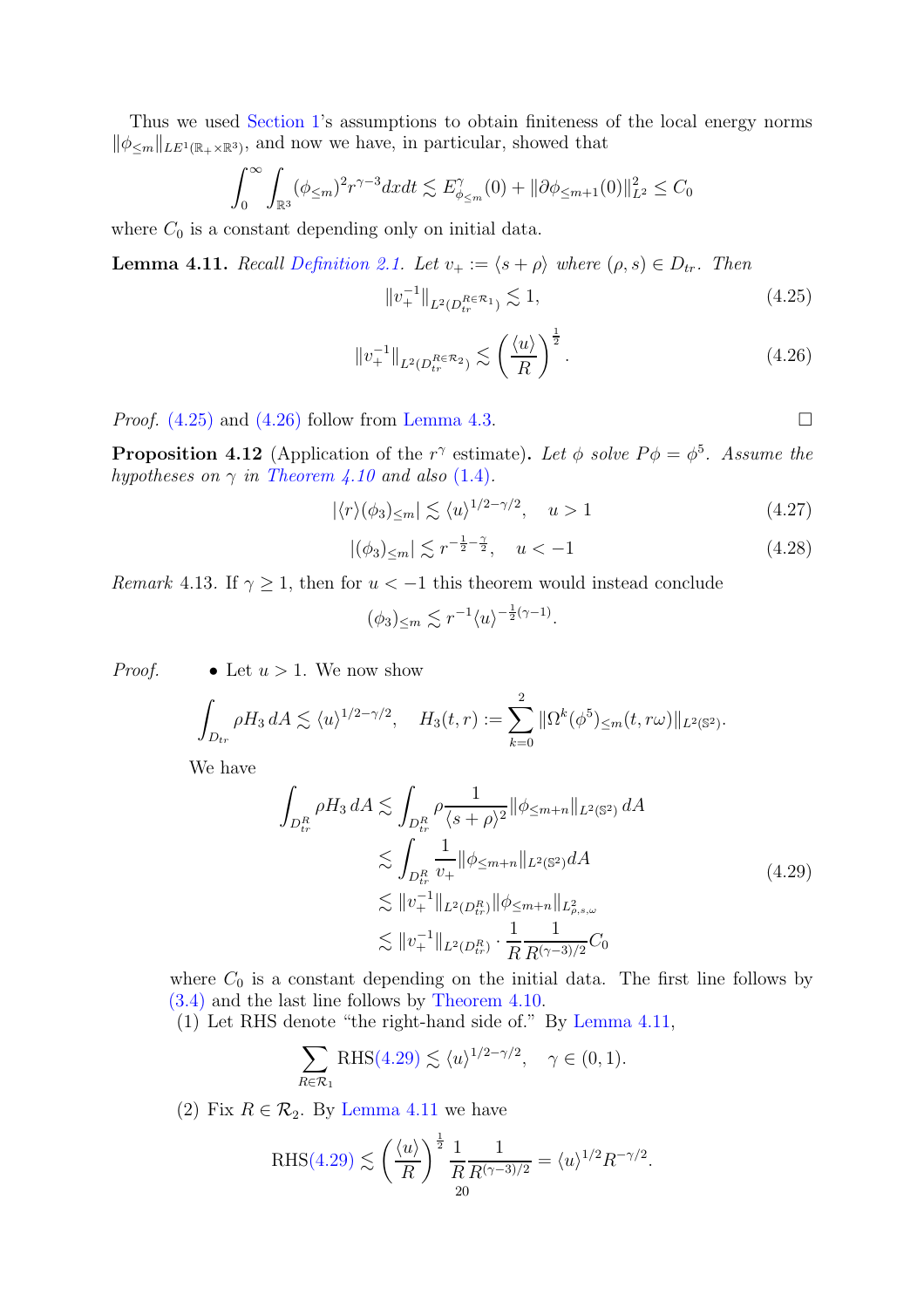Thus we used Section 1's assumptions to obtain finiteness of the local energy norms $\|\phi_{\leq m}\|_{LE^1(\mathbb{R}_+\times\mathbb{R}^3)}$, and now we have, in particular, showed that

$$\int_0^\infty \int_{\mathbb{R}^3} (\phi_{\leq m})^2 r^{\gamma-3} dx dt \lesssim E^\gamma_{\phi_{\leq m}}(0) + \|\partial \phi_{\leq m+1}(0)\|^2_{L^2} \leq C_0$$

where $C_0$ is a constant depending only on initial data.

**Lemma 4.11.** *Recall Definition 2.1. Let $v_+ := \langle s+\rho\rangle$ where $(\rho, s) \in D_{tr}$. Then*

$$\|v_+^{-1}\|_{L^2(D_{tr}^{R\in\mathcal{R}_1})} \lesssim 1, \tag{4.25}$$

$$\|v_+^{-1}\|_{L^2(D_{tr}^{R\in\mathcal{R}_2})} \lesssim \left(\frac{\langle u\rangle}{R}\right)^{\frac{1}{2}}. \tag{4.26}$$

*Proof.* (4.25) and (4.26) follow from Lemma 4.3. ∎

**Proposition 4.12** (Application of the $r^\gamma$ estimate)**.** *Let $\phi$ solve $P\phi = \phi^5$. Assume the hypotheses on $\gamma$ in Theorem 4.10 and also (1.4).*

$$|\langle r\rangle(\phi_3)_{\leq m}| \lesssim \langle u\rangle^{1/2-\gamma/2}, \quad u > 1 \tag{4.27}$$

$$|(\phi_3)_{\leq m}| \lesssim r^{-\frac{1}{2}-\frac{\gamma}{2}}, \quad u < -1 \tag{4.28}$$

*Remark* 4.13. If $\gamma \geq 1$, then for $u < -1$ this theorem would instead conclude

$$(\phi_3)_{\leq m} \lesssim r^{-1}\langle u\rangle^{-\frac{1}{2}(\gamma-1)}.$$

*Proof.*

- Let $u > 1$. We now show

$$\int_{D_{tr}} \rho H_3 \, dA \lesssim \langle u\rangle^{1/2-\gamma/2}, \quad H_3(t,r) := \sum_{k=0}^{2} \|\Omega^k(\phi^5)_{\leq m}(t, r\omega)\|_{L^2(\mathbb{S}^2)}.$$

We have

$$\begin{aligned}
\int_{D_{tr}^R} \rho H_3 \, dA &\lesssim \int_{D_{tr}^R} \rho \frac{1}{\langle s+\rho\rangle^2} \|\phi_{\leq m+n}\|_{L^2(\mathbb{S}^2)} \, dA \\
&\lesssim \int_{D_{tr}^R} \frac{1}{v_+} \|\phi_{\leq m+n}\|_{L^2(\mathbb{S}^2)} dA \\
&\lesssim \|v_+^{-1}\|_{L^2(D_{tr}^R)} \|\phi_{\leq m+n}\|_{L^2_{\rho,s,\omega}} \\
&\lesssim \|v_+^{-1}\|_{L^2(D_{tr}^R)} \cdot \frac{1}{R} \frac{1}{R^{(\gamma-3)/2}} C_0
\end{aligned} \tag{4.29}$$

where $C_0$ is a constant depending on the initial data. The first line follows by (3.4) and the last line follows by Theorem 4.10.

(1) Let RHS denote "the right-hand side of." By Lemma 4.11,

$$\sum_{R\in\mathcal{R}_1} \text{RHS}(4.29) \lesssim \langle u\rangle^{1/2-\gamma/2}, \quad \gamma \in (0,1).$$

(2) Fix $R \in \mathcal{R}_2$. By Lemma 4.11 we have

$$\text{RHS}(4.29) \lesssim \left(\frac{\langle u\rangle}{R}\right)^{\frac{1}{2}} \frac{1}{R} \frac{1}{R^{(\gamma-3)/2}} = \langle u\rangle^{1/2} R^{-\gamma/2}.$$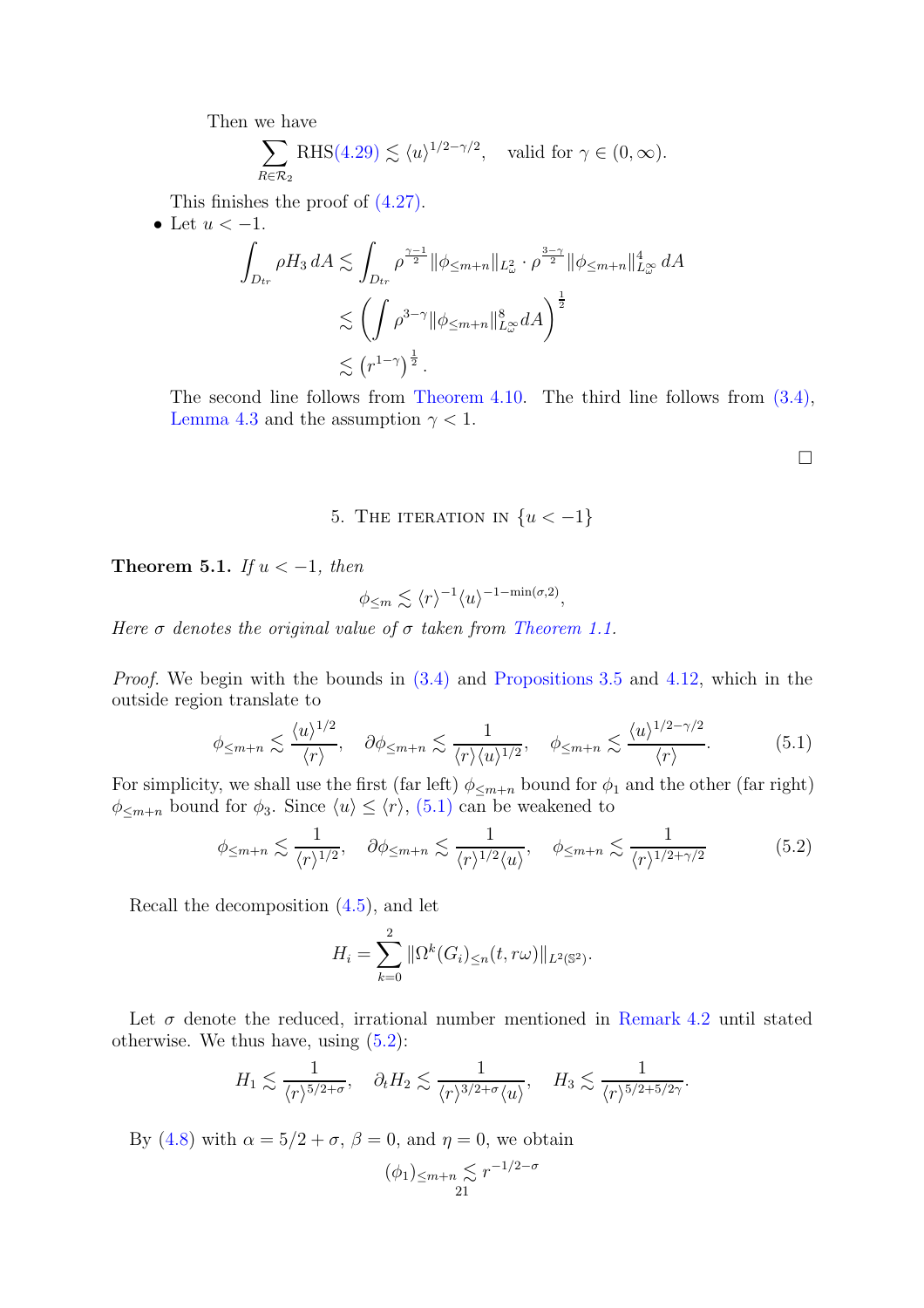Then we have

$$\sum_{R\in\mathcal{R}_2} \text{RHS(4.29)} \lesssim \langle u\rangle^{1/2-\gamma/2}, \quad \text{valid for } \gamma \in (0,\infty).$$

This finishes the proof of (4.27).

- Let $u < -1$.

$$\begin{aligned}
\int_{D_{tr}} \rho H_3 \, dA &\lesssim \int_{D_{tr}} \rho^{\frac{\gamma-1}{2}} \|\phi_{\le m+n}\|_{L^2_\omega} \cdot \rho^{\frac{3-\gamma}{2}} \|\phi_{\le m+n}\|^4_{L^\infty_\omega} \, dA \\
&\lesssim \left( \int \rho^{3-\gamma} \|\phi_{\le m+n}\|^8_{L^\infty_\omega} dA \right)^{\frac{1}{2}} \\
&\lesssim \left(r^{1-\gamma}\right)^{\frac{1}{2}}.
\end{aligned}$$

The second line follows from Theorem 4.10. The third line follows from (3.4), Lemma 4.3 and the assumption $\gamma < 1$.

□

## 5. The iteration in $\{u < -1\}$

**Theorem 5.1.** *If $u < -1$, then*

$$\phi_{\le m} \lesssim \langle r\rangle^{-1} \langle u\rangle^{-1-\min(\sigma,2)},$$

*Here $\sigma$ denotes the original value of $\sigma$ taken from Theorem 1.1.*

*Proof.* We begin with the bounds in (3.4) and Propositions 3.5 and 4.12, which in the outside region translate to

$$\phi_{\le m+n} \lesssim \frac{\langle u\rangle^{1/2}}{\langle r\rangle}, \quad \partial\phi_{\le m+n} \lesssim \frac{1}{\langle r\rangle\langle u\rangle^{1/2}}, \quad \phi_{\le m+n} \lesssim \frac{\langle u\rangle^{1/2-\gamma/2}}{\langle r\rangle}. \tag{5.1}$$

For simplicity, we shall use the first (far left) $\phi_{\le m+n}$ bound for $\phi_1$ and the other (far right) $\phi_{\le m+n}$ bound for $\phi_3$. Since $\langle u\rangle \le \langle r\rangle$, (5.1) can be weakened to

$$\phi_{\le m+n} \lesssim \frac{1}{\langle r\rangle^{1/2}}, \quad \partial\phi_{\le m+n} \lesssim \frac{1}{\langle r\rangle^{1/2}\langle u\rangle}, \quad \phi_{\le m+n} \lesssim \frac{1}{\langle r\rangle^{1/2+\gamma/2}} \tag{5.2}$$

Recall the decomposition (4.5), and let

$$H_i = \sum_{k=0}^{2} \|\Omega^k (G_i)_{\le n}(t, r\omega)\|_{L^2(\mathbb{S}^2)}.$$

Let $\sigma$ denote the reduced, irrational number mentioned in Remark 4.2 until stated otherwise. We thus have, using (5.2):

$$H_1 \lesssim \frac{1}{\langle r\rangle^{5/2+\sigma}}, \quad \partial_t H_2 \lesssim \frac{1}{\langle r\rangle^{3/2+\sigma}\langle u\rangle}, \quad H_3 \lesssim \frac{1}{\langle r\rangle^{5/2+5/2\gamma}}.$$

By (4.8) with $\alpha = 5/2+\sigma$, $\beta = 0$, and $\eta = 0$, we obtain

$$(\phi_1)_{\le m+n} \lesssim r^{-1/2-\sigma}$$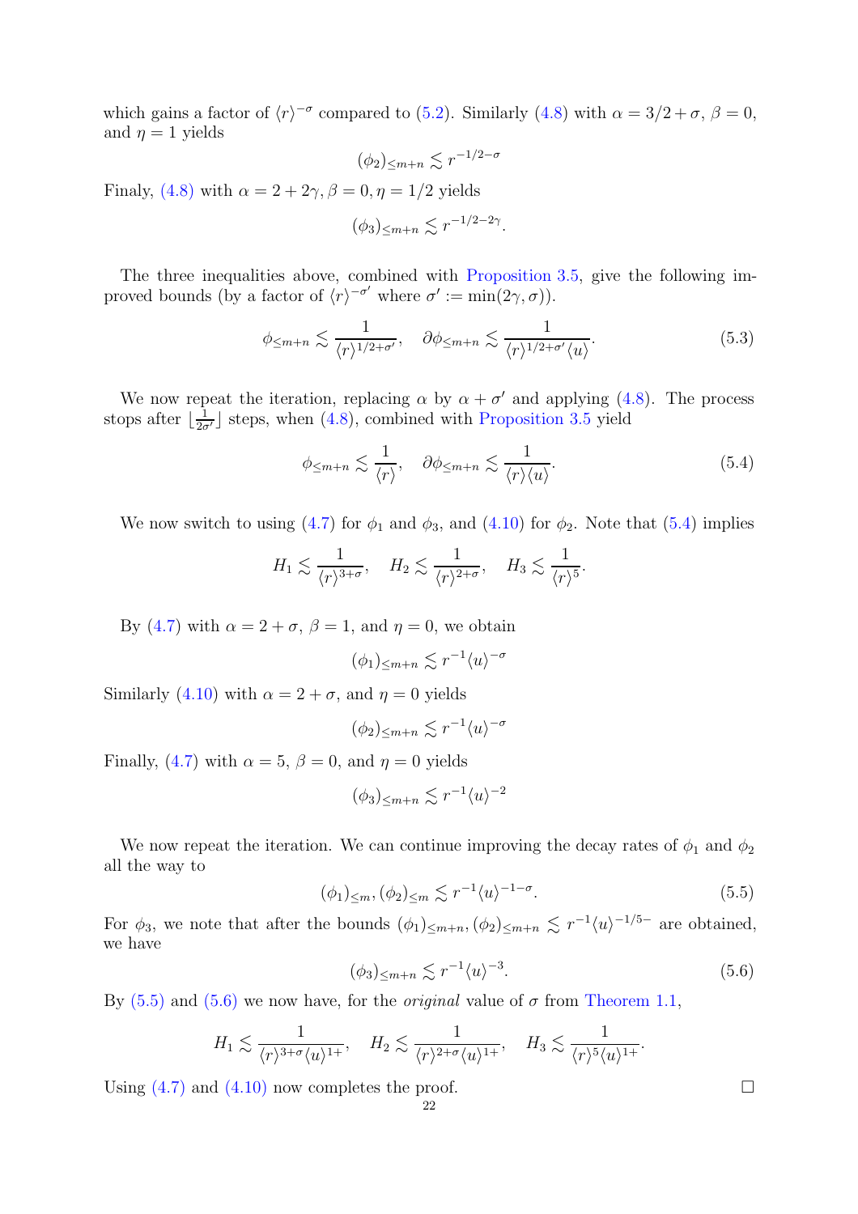which gains a factor of $\langle r\rangle^{-\sigma}$ compared to (5.2). Similarly (4.8) with $\alpha = 3/2+\sigma$, $\beta = 0$, and $\eta = 1$ yields

$$(\phi_2)_{\leq m+n} \lesssim r^{-1/2-\sigma}$$

Finaly, (4.8) with $\alpha = 2+2\gamma, \beta = 0, \eta = 1/2$ yields

$$(\phi_3)_{\leq m+n} \lesssim r^{-1/2-2\gamma}.$$

The three inequalities above, combined with Proposition 3.5, give the following improved bounds (by a factor of $\langle r\rangle^{-\sigma'}$ where $\sigma' := \min(2\gamma, \sigma)$).

$$\phi_{\leq m+n} \lesssim \frac{1}{\langle r\rangle^{1/2+\sigma'}}, \quad \partial\phi_{\leq m+n} \lesssim \frac{1}{\langle r\rangle^{1/2+\sigma'}\langle u\rangle}. \tag{5.3}$$

We now repeat the iteration, replacing $\alpha$ by $\alpha+\sigma'$ and applying (4.8). The process stops after $\lfloor \frac{1}{2\sigma'} \rfloor$ steps, when (4.8), combined with Proposition 3.5 yield

$$\phi_{\leq m+n} \lesssim \frac{1}{\langle r\rangle}, \quad \partial\phi_{\leq m+n} \lesssim \frac{1}{\langle r\rangle\langle u\rangle}. \tag{5.4}$$

We now switch to using (4.7) for $\phi_1$ and $\phi_3$, and (4.10) for $\phi_2$. Note that (5.4) implies

$$H_1 \lesssim \frac{1}{\langle r\rangle^{3+\sigma}}, \quad H_2 \lesssim \frac{1}{\langle r\rangle^{2+\sigma}}, \quad H_3 \lesssim \frac{1}{\langle r\rangle^{5}}.$$

By (4.7) with $\alpha = 2+\sigma$, $\beta = 1$, and $\eta = 0$, we obtain

$$(\phi_1)_{\leq m+n} \lesssim r^{-1}\langle u\rangle^{-\sigma}$$

Similarly (4.10) with $\alpha = 2+\sigma$, and $\eta = 0$ yields

$$(\phi_2)_{\leq m+n} \lesssim r^{-1}\langle u\rangle^{-\sigma}$$

Finally, (4.7) with $\alpha = 5$, $\beta = 0$, and $\eta = 0$ yields

$$(\phi_3)_{\leq m+n} \lesssim r^{-1}\langle u\rangle^{-2}$$

We now repeat the iteration. We can continue improving the decay rates of $\phi_1$ and $\phi_2$ all the way to

$$(\phi_1)_{\leq m}, (\phi_2)_{\leq m} \lesssim r^{-1}\langle u\rangle^{-1-\sigma}. \tag{5.5}$$

For $\phi_3$, we note that after the bounds $(\phi_1)_{\leq m+n}, (\phi_2)_{\leq m+n} \lesssim r^{-1}\langle u\rangle^{-1/5-}$ are obtained, we have

$$(\phi_3)_{\leq m+n} \lesssim r^{-1}\langle u\rangle^{-3}. \tag{5.6}$$

By (5.5) and (5.6) we now have, for the *original* value of $\sigma$ from Theorem 1.1,

$$H_1 \lesssim \frac{1}{\langle r\rangle^{3+\sigma}\langle u\rangle^{1+}}, \quad H_2 \lesssim \frac{1}{\langle r\rangle^{2+\sigma}\langle u\rangle^{1+}}, \quad H_3 \lesssim \frac{1}{\langle r\rangle^{5}\langle u\rangle^{1+}}.$$

Using (4.7) and (4.10) now completes the proof. $\square$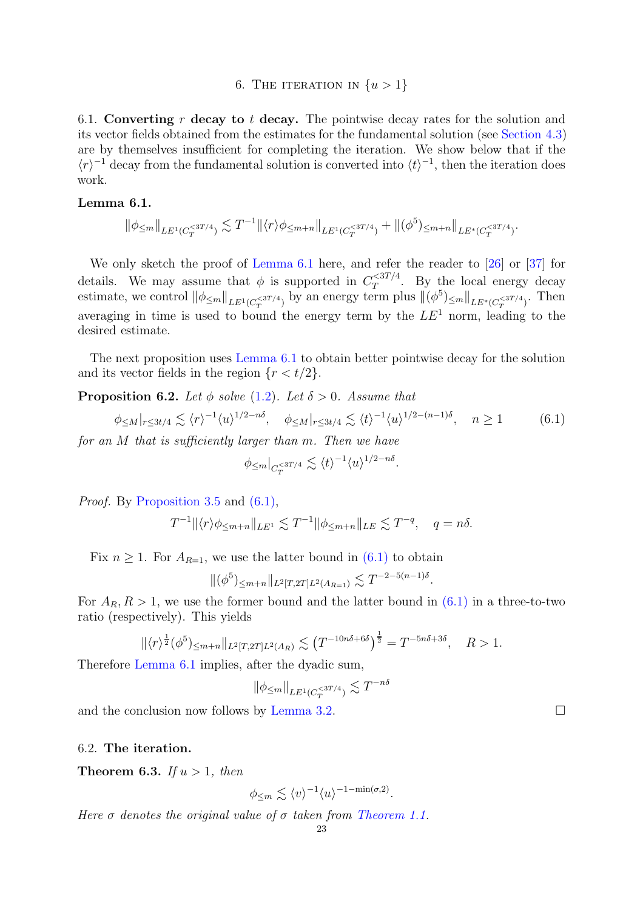## 6. The iteration in $\{u > 1\}$

### 6.1. Converting $r$ decay to $t$ decay.

The pointwise decay rates for the solution and its vector fields obtained from the estimates for the fundamental solution (see Section 4.3) are by themselves insufficient for completing the iteration. We show below that if the $\langle r\rangle^{-1}$ decay from the fundamental solution is converted into $\langle t\rangle^{-1}$, then the iteration does work.

**Lemma 6.1.**

$$\|\phi_{\le m}\|_{LE^1(C_T^{<3T/4})} \lesssim T^{-1}\|\langle r\rangle \phi_{\le m+n}\|_{LE^1(C_T^{<3T/4})} + \|(\phi^5)_{\le m+n}\|_{LE^*(C_T^{<3T/4})}.$$

We only sketch the proof of Lemma 6.1 here, and refer the reader to [26] or [37] for details. We may assume that $\phi$ is supported in $C_T^{<3T/4}$. By the local energy decay estimate, we control $\|\phi_{\le m}\|_{LE^1(C_T^{<3T/4})}$ by an energy term plus $\|(\phi^5)_{\le m}\|_{LE^*(C_T^{<3T/4})}$. Then averaging in time is used to bound the energy term by the $LE^1$ norm, leading to the desired estimate.

The next proposition uses Lemma 6.1 to obtain better pointwise decay for the solution and its vector fields in the region $\{r < t/2\}$.

**Proposition 6.2.** *Let $\phi$ solve (1.2). Let $\delta > 0$. Assume that*

$$\phi_{\le M}|_{r\le 3t/4} \lesssim \langle r\rangle^{-1}\langle u\rangle^{1/2-n\delta}, \quad \phi_{\le M}|_{r\le 3t/4} \lesssim \langle t\rangle^{-1}\langle u\rangle^{1/2-(n-1)\delta}, \quad n \ge 1 \tag{6.1}$$

*for an $M$ that is sufficiently larger than $m$. Then we have*

$$\phi_{\le m}|_{C_T^{<3T/4}} \lesssim \langle t\rangle^{-1}\langle u\rangle^{1/2-n\delta}.$$

*Proof.* By Proposition 3.5 and (6.1),

$$T^{-1}\|\langle r\rangle \phi_{\le m+n}\|_{LE^1} \lesssim T^{-1}\|\phi_{\le m+n}\|_{LE} \lesssim T^{-q}, \quad q = n\delta.$$

Fix $n \ge 1$. For $A_{R=1}$, we use the latter bound in (6.1) to obtain

$$\|(\phi^5)_{\le m+n}\|_{L^2[T,2T]L^2(A_{R=1})} \lesssim T^{-2-5(n-1)\delta}.$$

For $A_R, R > 1$, we use the former bound and the latter bound in (6.1) in a three-to-two ratio (respectively). This yields

$$\|\langle r\rangle^{\frac{1}{2}}(\phi^5)_{\le m+n}\|_{L^2[T,2T]L^2(A_R)} \lesssim \left(T^{-10n\delta+6\delta}\right)^{\frac{1}{2}} = T^{-5n\delta+3\delta}, \quad R > 1.$$

Therefore Lemma 6.1 implies, after the dyadic sum,

$$\|\phi_{\le m}\|_{LE^1(C_T^{<3T/4})} \lesssim T^{-n\delta}$$

and the conclusion now follows by Lemma 3.2. $\square$

### 6.2. The iteration.

**Theorem 6.3.** *If $u > 1$, then*

$$\phi_{\le m} \lesssim \langle v\rangle^{-1}\langle u\rangle^{-1-\min(\sigma,2)}.$$

*Here $\sigma$ denotes the original value of $\sigma$ taken from Theorem 1.1.*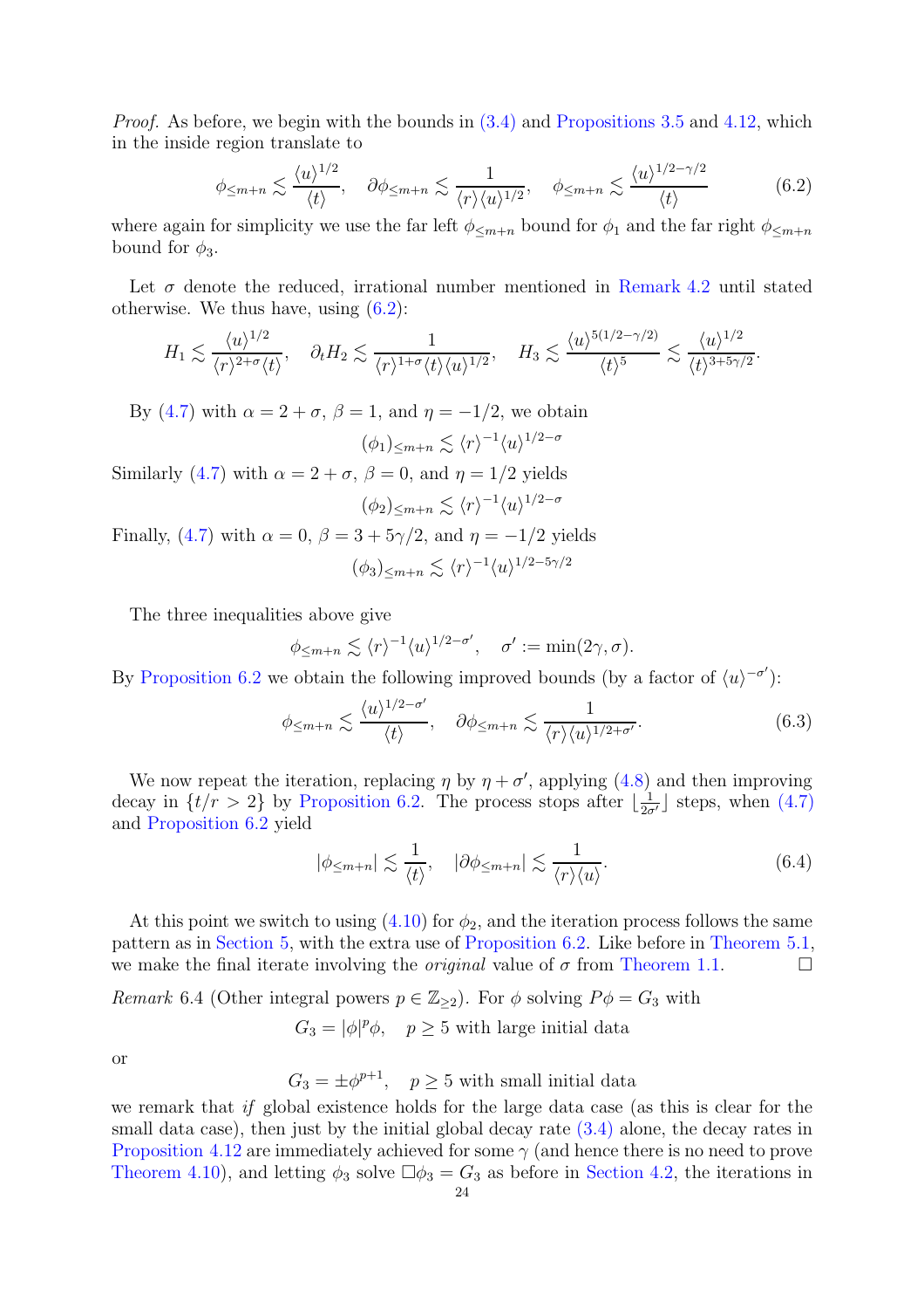*Proof.* As before, we begin with the bounds in (3.4) and Propositions 3.5 and 4.12, which in the inside region translate to

$$\phi_{\leq m+n} \lesssim \frac{\langle u\rangle^{1/2}}{\langle t\rangle}, \quad \partial\phi_{\leq m+n} \lesssim \frac{1}{\langle r\rangle\langle u\rangle^{1/2}}, \quad \phi_{\leq m+n} \lesssim \frac{\langle u\rangle^{1/2-\gamma/2}}{\langle t\rangle} \tag{6.2}$$

where again for simplicity we use the far left $\phi_{\leq m+n}$ bound for $\phi_1$ and the far right $\phi_{\leq m+n}$ bound for $\phi_3$.

Let $\sigma$ denote the reduced, irrational number mentioned in Remark 4.2 until stated otherwise. We thus have, using (6.2):

$$H_1 \lesssim \frac{\langle u\rangle^{1/2}}{\langle r\rangle^{2+\sigma}\langle t\rangle}, \quad \partial_t H_2 \lesssim \frac{1}{\langle r\rangle^{1+\sigma}\langle t\rangle\langle u\rangle^{1/2}}, \quad H_3 \lesssim \frac{\langle u\rangle^{5(1/2-\gamma/2)}}{\langle t\rangle^5} \lesssim \frac{\langle u\rangle^{1/2}}{\langle t\rangle^{3+5\gamma/2}}.$$

By (4.7) with $\alpha = 2+\sigma$, $\beta = 1$, and $\eta = -1/2$, we obtain

$$(\phi_1)_{\leq m+n} \lesssim \langle r\rangle^{-1}\langle u\rangle^{1/2-\sigma}$$

Similarly (4.7) with $\alpha = 2+\sigma$, $\beta = 0$, and $\eta = 1/2$ yields

$$(\phi_2)_{\leq m+n} \lesssim \langle r\rangle^{-1}\langle u\rangle^{1/2-\sigma}$$

Finally, (4.7) with $\alpha = 0$, $\beta = 3+5\gamma/2$, and $\eta = -1/2$ yields

$$(\phi_3)_{\leq m+n} \lesssim \langle r\rangle^{-1}\langle u\rangle^{1/2-5\gamma/2}$$

The three inequalities above give

$$\phi_{\leq m+n} \lesssim \langle r\rangle^{-1}\langle u\rangle^{1/2-\sigma'}, \quad \sigma' := \min(2\gamma, \sigma).$$

By Proposition 6.2 we obtain the following improved bounds (by a factor of $\langle u\rangle^{-\sigma'}$):

$$\phi_{\leq m+n} \lesssim \frac{\langle u\rangle^{1/2-\sigma'}}{\langle t\rangle}, \quad \partial\phi_{\leq m+n} \lesssim \frac{1}{\langle r\rangle\langle u\rangle^{1/2+\sigma'}}. \tag{6.3}$$

We now repeat the iteration, replacing $\eta$ by $\eta+\sigma'$, applying (4.8) and then improving decay in $\{t/r > 2\}$ by Proposition 6.2. The process stops after $\lfloor \frac{1}{2\sigma'} \rfloor$ steps, when (4.7) and Proposition 6.2 yield

$$|\phi_{\leq m+n}| \lesssim \frac{1}{\langle t\rangle}, \quad |\partial\phi_{\leq m+n}| \lesssim \frac{1}{\langle r\rangle\langle u\rangle}. \tag{6.4}$$

At this point we switch to using (4.10) for $\phi_2$, and the iteration process follows the same pattern as in Section 5, with the extra use of Proposition 6.2. Like before in Theorem 5.1, we make the final iterate involving the *original* value of $\sigma$ from Theorem 1.1. $\square$

*Remark* 6.4 (Other integral powers $p \in \mathbb{Z}_{\geq 2}$). For $\phi$ solving $P\phi = G_3$ with

$$G_3 = |\phi|^p\phi, \quad p \geq 5 \text{ with large initial data}$$

or

$$G_3 = \pm\phi^{p+1}, \quad p \geq 5 \text{ with small initial data}$$

we remark that *if* global existence holds for the large data case (as this is clear for the small data case), then just by the initial global decay rate (3.4) alone, the decay rates in Proposition 4.12 are immediately achieved for some $\gamma$ (and hence there is no need to prove Theorem 4.10), and letting $\phi_3$ solve $\Box\phi_3 = G_3$ as before in Section 4.2, the iterations in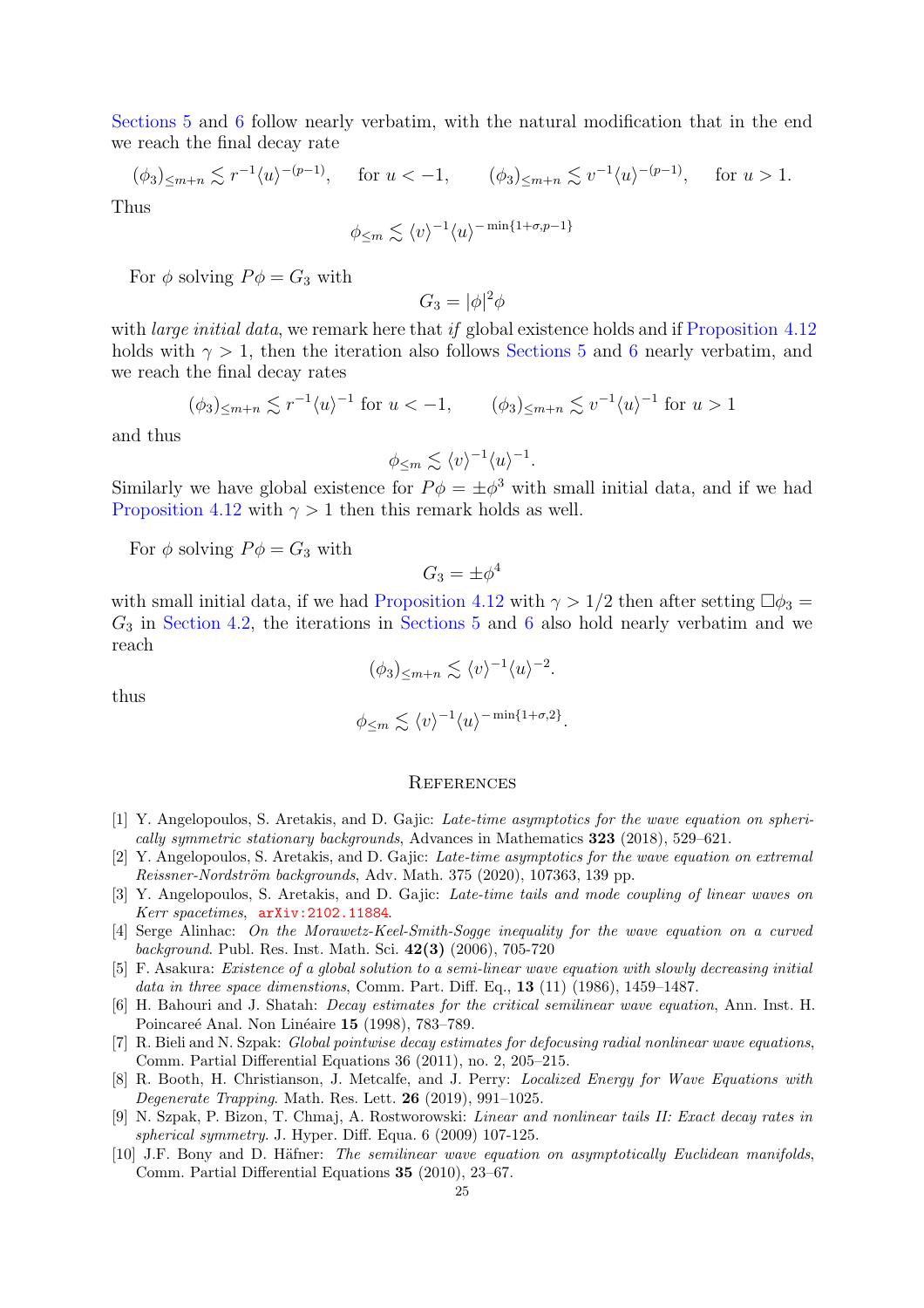Sections 5 and 6 follow nearly verbatim, with the natural modification that in the end we reach the final decay rate

$$(\phi_3)_{\leq m+n} \lesssim r^{-1}\langle u\rangle^{-(p-1)}, \quad \text{for } u < -1, \qquad (\phi_3)_{\leq m+n} \lesssim v^{-1}\langle u\rangle^{-(p-1)}, \quad \text{for } u > 1.$$

Thus

$$\phi_{\leq m} \lesssim \langle v\rangle^{-1}\langle u\rangle^{-\min\{1+\sigma, p-1\}}$$

For $\phi$ solving $P\phi = G_3$ with

$$G_3 = |\phi|^2\phi$$

with *large initial data*, we remark here that *if* global existence holds and if Proposition 4.12 holds with $\gamma > 1$, then the iteration also follows Sections 5 and 6 nearly verbatim, and we reach the final decay rates

$$(\phi_3)_{\leq m+n} \lesssim r^{-1}\langle u\rangle^{-1} \text{ for } u < -1, \qquad (\phi_3)_{\leq m+n} \lesssim v^{-1}\langle u\rangle^{-1} \text{ for } u > 1$$

and thus

$$\phi_{\leq m} \lesssim \langle v\rangle^{-1}\langle u\rangle^{-1}.$$

Similarly we have global existence for $P\phi = \pm\phi^3$ with small initial data, and if we had Proposition 4.12 with $\gamma > 1$ then this remark holds as well.

For $\phi$ solving $P\phi = G_3$ with

$$G_3 = \pm\phi^4$$

with small initial data, if we had Proposition 4.12 with $\gamma > 1/2$ then after setting $\Box\phi_3 = G_3$ in Section 4.2, the iterations in Sections 5 and 6 also hold nearly verbatim and we reach

$$(\phi_3)_{\leq m+n} \lesssim \langle v\rangle^{-1}\langle u\rangle^{-2}.$$

thus

$$\phi_{\leq m} \lesssim \langle v\rangle^{-1}\langle u\rangle^{-\min\{1+\sigma,2\}}.$$

## References

[1] Y. Angelopoulos, S. Aretakis, and D. Gajic: *Late-time asymptotics for the wave equation on spherically symmetric stationary backgrounds*, Advances in Mathematics **323** (2018), 529–621.

[2] Y. Angelopoulos, S. Aretakis, and D. Gajic: *Late-time asymptotics for the wave equation on extremal Reissner-Nordström backgrounds*, Adv. Math. 375 (2020), 107363, 139 pp.

[3] Y. Angelopoulos, S. Aretakis, and D. Gajic: *Late-time tails and mode coupling of linear waves on Kerr spacetimes*, arXiv:2102.11884.

[4] Serge Alinhac: *On the Morawetz-Keel-Smith-Sogge inequality for the wave equation on a curved background*. Publ. Res. Inst. Math. Sci. **42(3)** (2006), 705-720

[5] F. Asakura: *Existence of a global solution to a semi-linear wave equation with slowly decreasing initial data in three space dimenstions*, Comm. Part. Diff. Eq., **13** (11) (1986), 1459–1487.

[6] H. Bahouri and J. Shatah: *Decay estimates for the critical semilinear wave equation*, Ann. Inst. H. Poincareé Anal. Non Linéaire **15** (1998), 783–789.

[7] R. Bieli and N. Szpak: *Global pointwise decay estimates for defocusing radial nonlinear wave equations*, Comm. Partial Differential Equations 36 (2011), no. 2, 205–215.

[8] R. Booth, H. Christianson, J. Metcalfe, and J. Perry: *Localized Energy for Wave Equations with Degenerate Trapping*. Math. Res. Lett. **26** (2019), 991–1025.

[9] N. Szpak, P. Bizon, T. Chmaj, A. Rostworowski: *Linear and nonlinear tails II: Exact decay rates in spherical symmetry*. J. Hyper. Diff. Equa. 6 (2009) 107-125.

[10] J.F. Bony and D. Häfner: *The semilinear wave equation on asymptotically Euclidean manifolds*, Comm. Partial Differential Equations **35** (2010), 23–67.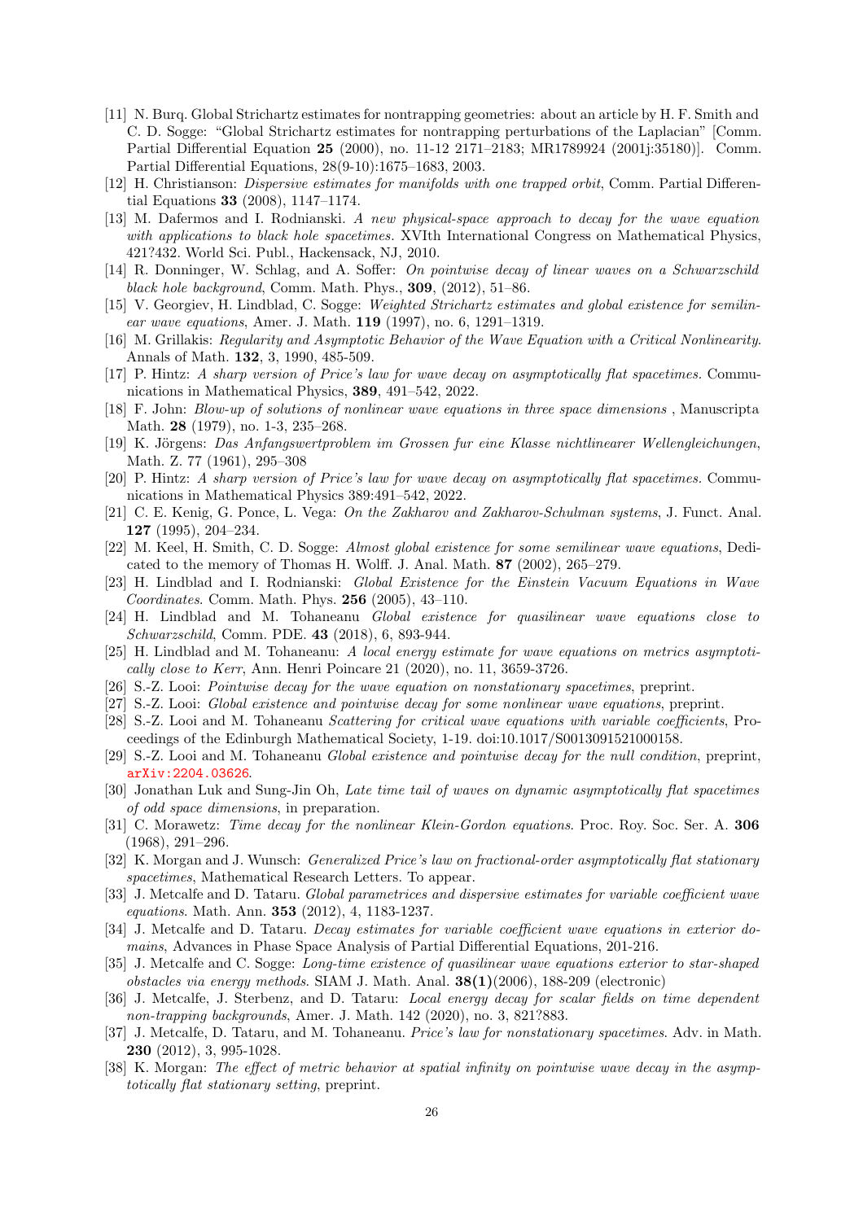[11] N. Burq. Global Strichartz estimates for nontrapping geometries: about an article by H. F. Smith and C. D. Sogge: "Global Strichartz estimates for nontrapping perturbations of the Laplacian" [Comm. Partial Differential Equation **25** (2000), no. 11-12 2171–2183; MR1789924 (2001j:35180)]. Comm. Partial Differential Equations, 28(9-10):1675–1683, 2003.

[12] H. Christianson: *Dispersive estimates for manifolds with one trapped orbit*, Comm. Partial Differential Equations **33** (2008), 1147–1174.

[13] M. Dafermos and I. Rodnianski. *A new physical-space approach to decay for the wave equation with applications to black hole spacetimes*. XVIth International Congress on Mathematical Physics, 421?432. World Sci. Publ., Hackensack, NJ, 2010.

[14] R. Donninger, W. Schlag, and A. Soffer: *On pointwise decay of linear waves on a Schwarzschild black hole background*, Comm. Math. Phys., **309**, (2012), 51–86.

[15] V. Georgiev, H. Lindblad, C. Sogge: *Weighted Strichartz estimates and global existence for semilinear wave equations*, Amer. J. Math. **119** (1997), no. 6, 1291–1319.

[16] M. Grillakis: *Regularity and Asymptotic Behavior of the Wave Equation with a Critical Nonlinearity*. Annals of Math. **132**, 3, 1990, 485-509.

[17] P. Hintz: *A sharp version of Price's law for wave decay on asymptotically flat spacetimes.* Communications in Mathematical Physics, **389**, 491–542, 2022.

[18] F. John: *Blow-up of solutions of nonlinear wave equations in three space dimensions* , Manuscripta Math. **28** (1979), no. 1-3, 235–268.

[19] K. Jörgens: *Das Anfangswertproblem im Grossen fur eine Klasse nichtlinearer Wellengleichungen*, Math. Z. 77 (1961), 295–308

[20] P. Hintz: *A sharp version of Price's law for wave decay on asymptotically flat spacetimes.* Communications in Mathematical Physics 389:491–542, 2022.

[21] C. E. Kenig, G. Ponce, L. Vega: *On the Zakharov and Zakharov-Schulman systems*, J. Funct. Anal. **127** (1995), 204–234.

[22] M. Keel, H. Smith, C. D. Sogge: *Almost global existence for some semilinear wave equations*, Dedicated to the memory of Thomas H. Wolff. J. Anal. Math. **87** (2002), 265–279.

[23] H. Lindblad and I. Rodnianski: *Global Existence for the Einstein Vacuum Equations in Wave Coordinates*. Comm. Math. Phys. **256** (2005), 43–110.

[24] H. Lindblad and M. Tohaneanu *Global existence for quasilinear wave equations close to Schwarzschild*, Comm. PDE. **43** (2018), 6, 893-944.

[25] H. Lindblad and M. Tohaneanu: *A local energy estimate for wave equations on metrics asymptotically close to Kerr*, Ann. Henri Poincare 21 (2020), no. 11, 3659-3726.

[26] S.-Z. Looi: *Pointwise decay for the wave equation on nonstationary spacetimes*, preprint.

[27] S.-Z. Looi: *Global existence and pointwise decay for some nonlinear wave equations*, preprint.

[28] S.-Z. Looi and M. Tohaneanu *Scattering for critical wave equations with variable coefficients*, Proceedings of the Edinburgh Mathematical Society, 1-19. doi:10.1017/S0013091521000158.

[29] S.-Z. Looi and M. Tohaneanu *Global existence and pointwise decay for the null condition*, preprint, arXiv:2204.03626.

[30] Jonathan Luk and Sung-Jin Oh, *Late time tail of waves on dynamic asymptotically flat spacetimes of odd space dimensions*, in preparation.

[31] C. Morawetz: *Time decay for the nonlinear Klein-Gordon equations*. Proc. Roy. Soc. Ser. A. **306** (1968), 291–296.

[32] K. Morgan and J. Wunsch: *Generalized Price's law on fractional-order asymptotically flat stationary spacetimes*, Mathematical Research Letters. To appear.

[33] J. Metcalfe and D. Tataru. *Global parametrices and dispersive estimates for variable coefficient wave equations*. Math. Ann. **353** (2012), 4, 1183-1237.

[34] J. Metcalfe and D. Tataru. *Decay estimates for variable coefficient wave equations in exterior domains*, Advances in Phase Space Analysis of Partial Differential Equations, 201-216.

[35] J. Metcalfe and C. Sogge: *Long-time existence of quasilinear wave equations exterior to star-shaped obstacles via energy methods*. SIAM J. Math. Anal. **38(1)**(2006), 188-209 (electronic)

[36] J. Metcalfe, J. Sterbenz, and D. Tataru: *Local energy decay for scalar fields on time dependent non-trapping backgrounds*, Amer. J. Math. 142 (2020), no. 3, 821?883.

[37] J. Metcalfe, D. Tataru, and M. Tohaneanu. *Price's law for nonstationary spacetimes*. Adv. in Math. **230** (2012), 3, 995-1028.

[38] K. Morgan: *The effect of metric behavior at spatial infinity on pointwise wave decay in the asymptotically flat stationary setting*, preprint.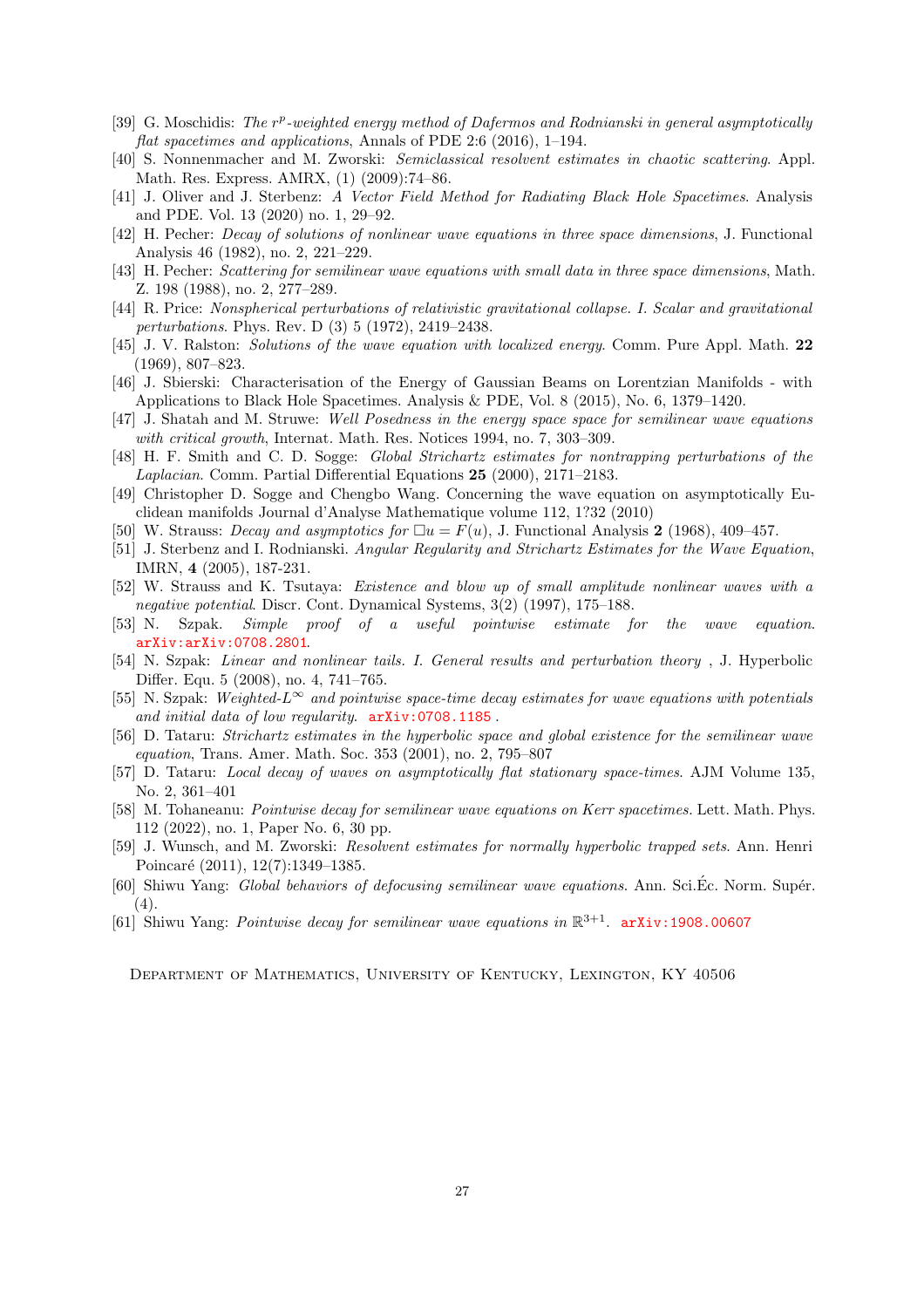[39] G. Moschidis: *The $r^p$-weighted energy method of Dafermos and Rodnianski in general asymptotically flat spacetimes and applications*, Annals of PDE 2:6 (2016), 1–194.

[40] S. Nonnenmacher and M. Zworski: *Semiclassical resolvent estimates in chaotic scattering*. Appl. Math. Res. Express. AMRX, (1) (2009):74–86.

[41] J. Oliver and J. Sterbenz: *A Vector Field Method for Radiating Black Hole Spacetimes*. Analysis and PDE. Vol. 13 (2020) no. 1, 29–92.

[42] H. Pecher: *Decay of solutions of nonlinear wave equations in three space dimensions*, J. Functional Analysis 46 (1982), no. 2, 221–229.

[43] H. Pecher: *Scattering for semilinear wave equations with small data in three space dimensions*, Math. Z. 198 (1988), no. 2, 277–289.

[44] R. Price: *Nonspherical perturbations of relativistic gravitational collapse. I. Scalar and gravitational perturbations*. Phys. Rev. D (3) 5 (1972), 2419–2438.

[45] J. V. Ralston: *Solutions of the wave equation with localized energy*. Comm. Pure Appl. Math. **22** (1969), 807–823.

[46] J. Sbierski: Characterisation of the Energy of Gaussian Beams on Lorentzian Manifolds - with Applications to Black Hole Spacetimes. Analysis & PDE, Vol. 8 (2015), No. 6, 1379–1420.

[47] J. Shatah and M. Struwe: *Well Posedness in the energy space space for semilinear wave equations with critical growth*, Internat. Math. Res. Notices 1994, no. 7, 303–309.

[48] H. F. Smith and C. D. Sogge: *Global Strichartz estimates for nontrapping perturbations of the Laplacian*. Comm. Partial Differential Equations **25** (2000), 2171–2183.

[49] Christopher D. Sogge and Chengbo Wang. Concerning the wave equation on asymptotically Euclidean manifolds Journal d'Analyse Mathematique volume 112, 1?32 (2010)

[50] W. Strauss: *Decay and asymptotics for $\Box u = F(u)$*, J. Functional Analysis **2** (1968), 409–457.

[51] J. Sterbenz and I. Rodnianski. *Angular Regularity and Strichartz Estimates for the Wave Equation*, IMRN, **4** (2005), 187-231.

[52] W. Strauss and K. Tsutaya: *Existence and blow up of small amplitude nonlinear waves with a negative potential*. Discr. Cont. Dynamical Systems, 3(2) (1997), 175–188.

[53] N. Szpak. *Simple proof of a useful pointwise estimate for the wave equation*. arXiv:arXiv:0708.2801.

[54] N. Szpak: *Linear and nonlinear tails. I. General results and perturbation theory* , J. Hyperbolic Differ. Equ. 5 (2008), no. 4, 741–765.

[55] N. Szpak: *Weighted-$L^\infty$ and pointwise space-time decay estimates for wave equations with potentials and initial data of low regularity*. arXiv:0708.1185 .

[56] D. Tataru: *Strichartz estimates in the hyperbolic space and global existence for the semilinear wave equation*, Trans. Amer. Math. Soc. 353 (2001), no. 2, 795–807

[57] D. Tataru: *Local decay of waves on asymptotically flat stationary space-times*. AJM Volume 135, No. 2, 361–401

[58] M. Tohaneanu: *Pointwise decay for semilinear wave equations on Kerr spacetimes*. Lett. Math. Phys. 112 (2022), no. 1, Paper No. 6, 30 pp.

[59] J. Wunsch, and M. Zworski: *Resolvent estimates for normally hyperbolic trapped sets*. Ann. Henri Poincaré (2011), 12(7):1349–1385.

[60] Shiwu Yang: *Global behaviors of defocusing semilinear wave equations*. Ann. Sci.Éc. Norm. Supér. (4).

[61] Shiwu Yang: *Pointwise decay for semilinear wave equations in $\mathbb{R}^{3+1}$*. arXiv:1908.00607

Department of Mathematics, University of Kentucky, Lexington, KY 40506